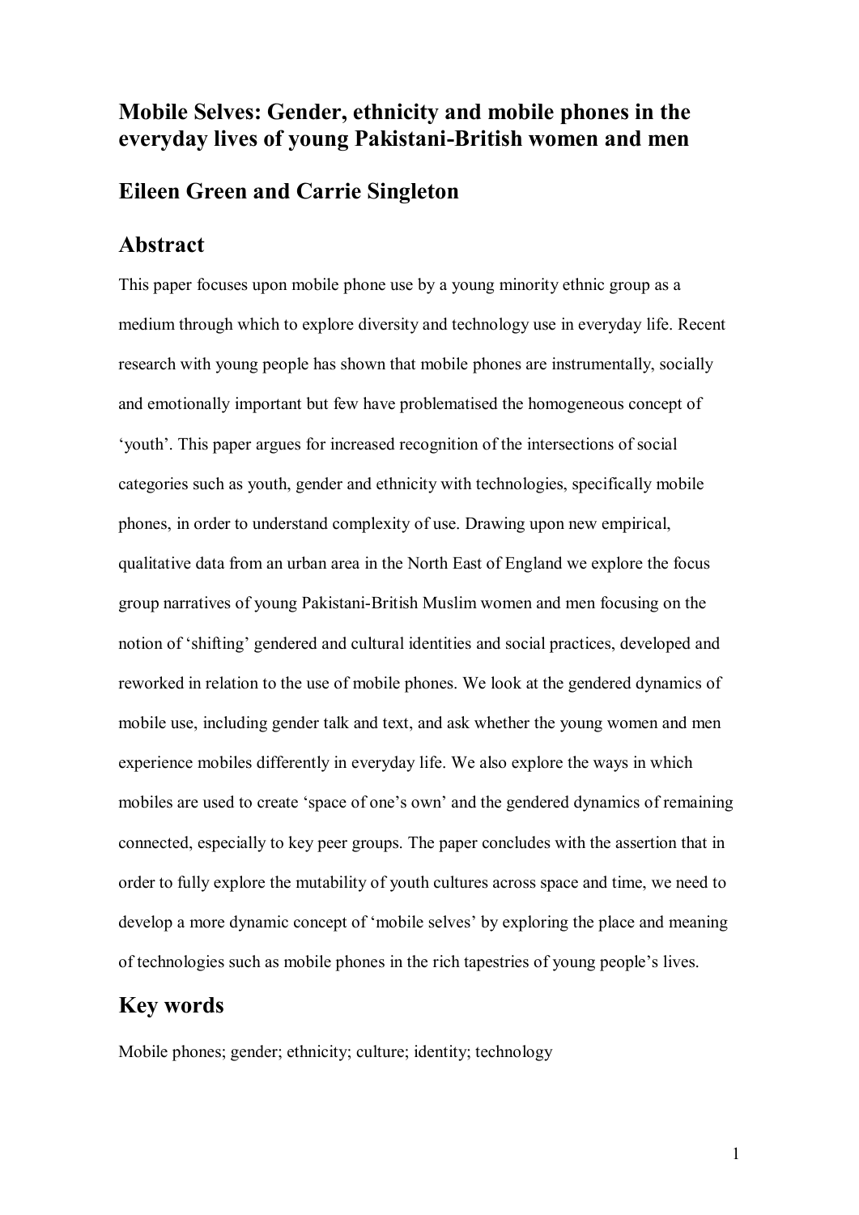# Mobile Selves: Gender, ethnicity and mobile phones in the everyday lives of young Pakistani-British women and men

## Eileen Green and Carrie Singleton

## Abstract

This paper focuses upon mobile phone use by a young minority ethnic group as a medium through which to explore diversity and technology use in everyday life. Recent research with young people has shown that mobile phones are instrumentally, socially and emotionally important but few have problematised the homogeneous concept of 'youth'. This paper argues for increased recognition of the intersections of social categories such as youth, gender and ethnicity with technologies, specifically mobile phones, in order to understand complexity of use. Drawing upon new empirical, qualitative data from an urban area in the North East of England we explore the focus group narratives of young Pakistani-British Muslim women and men focusing on the notion of 'shifting' gendered and cultural identities and social practices, developed and reworked in relation to the use of mobile phones. We look at the gendered dynamics of mobile use, including gender talk and text, and ask whether the young women and men experience mobiles differently in everyday life. We also explore the ways in which mobiles are used to create 'space of one's own' and the gendered dynamics of remaining connected, especially to key peer groups. The paper concludes with the assertion that in order to fully explore the mutability of youth cultures across space and time, we need to develop a more dynamic concept of 'mobile selves' by exploring the place and meaning of technologies such as mobile phones in the rich tapestries of young people's lives.

## Key words

Mobile phones; gender; ethnicity; culture; identity; technology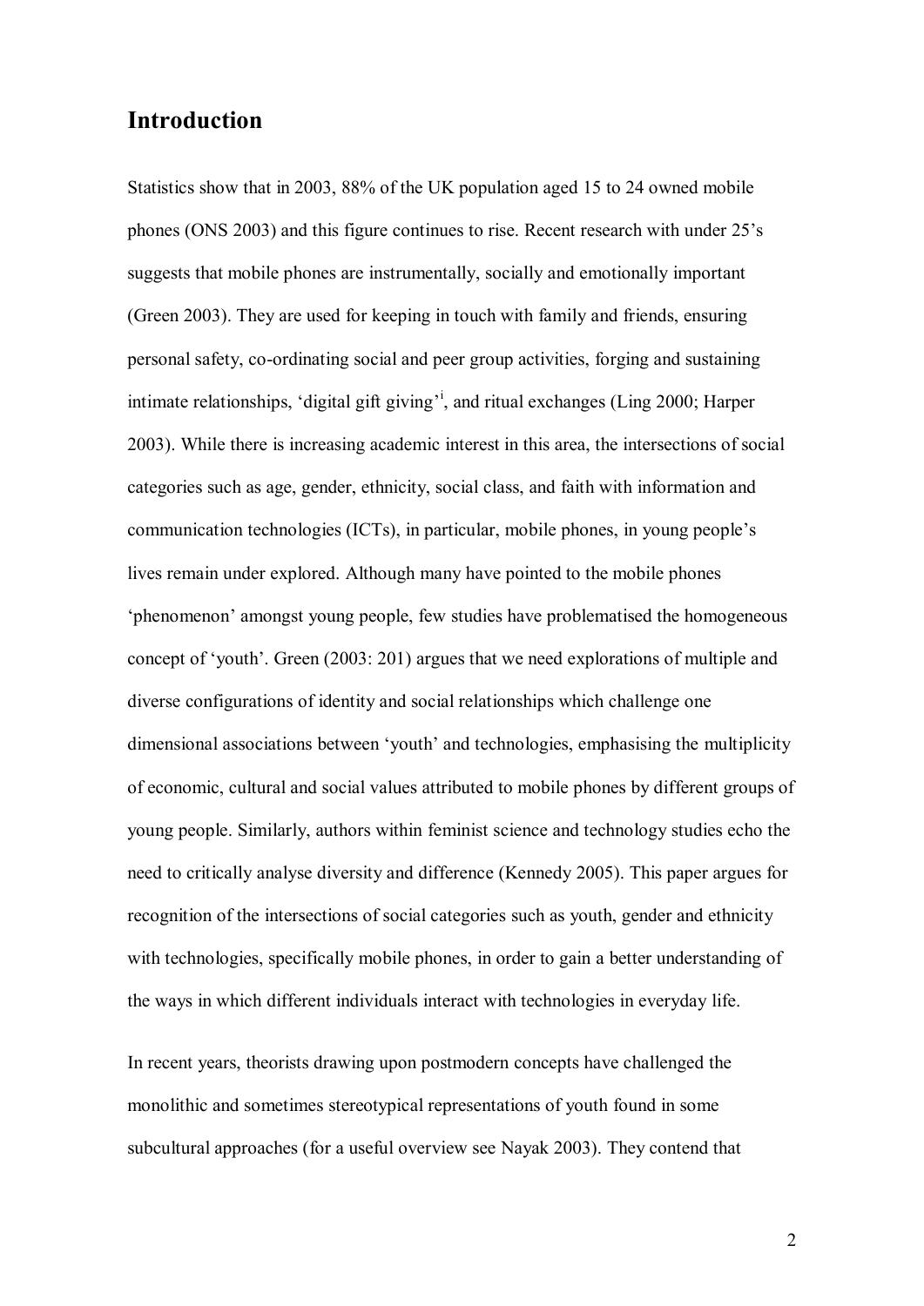## Introduction

Statistics show that in 2003, 88% of the UK population aged 15 to 24 owned mobile phones (ONS 2003) and this figure continues to rise. Recent research with under 25's suggests that mobile phones are instrumentally, socially and emotionally important (Green 2003). They are used for keeping in touch with family and friends, ensuring personal safety, co-ordinating social and peer group activities, forging and sustaining intimate relationships, 'digital gift giving'[i], and ritual exchanges (Ling 2000; Harper 2003). While there is increasing academic interest in this area, the intersections of social categories such as age, gender, ethnicity, social class, and faith with information and communication technologies (ICTs), in particular, mobile phones, in young people's lives remain under explored. Although many have pointed to the mobile phones 'phenomenon' amongst young people, few studies have problematised the homogeneous concept of 'youth'. Green (2003: 201) argues that we need explorations of multiple and diverse configurations of identity and social relationships which challenge one dimensional associations between 'youth' and technologies, emphasising the multiplicity of economic, cultural and social values attributed to mobile phones by different groups of young people. Similarly, authors within feminist science and technology studies echo the need to critically analyse diversity and difference (Kennedy 2005). This paper argues for recognition of the intersections of social categories such as youth, gender and ethnicity with technologies, specifically mobile phones, in order to gain a better understanding of the ways in which different individuals interact with technologies in everyday life.

In recent years, theorists drawing upon postmodern concepts have challenged the monolithic and sometimes stereotypical representations of youth found in some subcultural approaches (for a useful overview see Nayak 2003). They contend that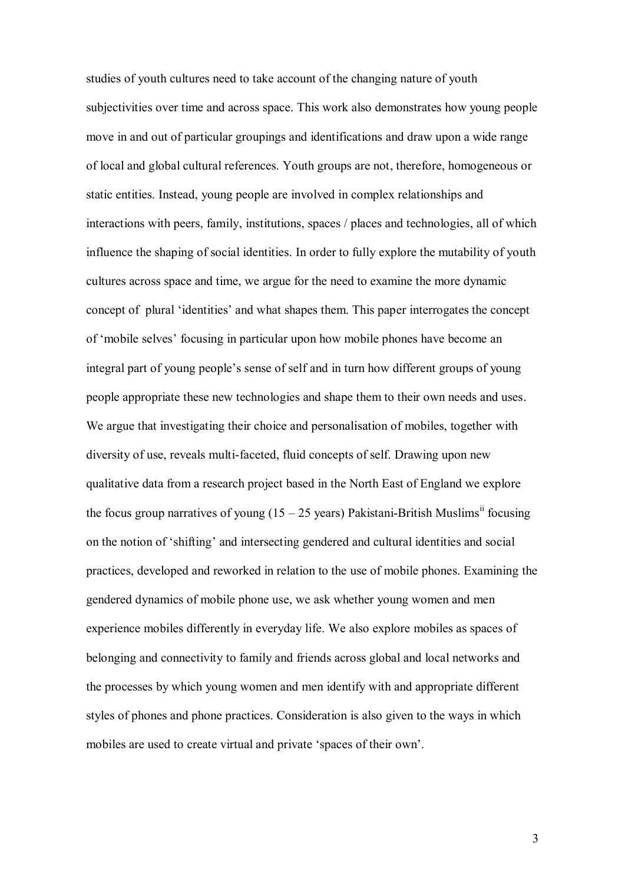studies of youth cultures need to take account of the changing nature of youth subjectivities over time and across space. This work also demonstrates how young people move in and out of particular groupings and identifications and draw upon a wide range of local and global cultural references. Youth groups are not, therefore, homogeneous or static entities. Instead, young people are involved in complex relationships and interactions with peers, family, institutions, spaces / places and technologies, all of which influence the shaping of social identities. In order to fully explore the mutability of youth cultures across space and time, we argue for the need to examine the more dynamic concept of plural 'identities' and what shapes them. This paper interrogates the concept of 'mobile selves' focusing in particular upon how mobile phones have become an integral part of young people's sense of self and in turn how different groups of young people appropriate these new technologies and shape them to their own needs and uses. We argue that investigating their choice and personalisation of mobiles, together with diversity of use, reveals multi-faceted, fluid concepts of self. Drawing upon new qualitative data from a research project based in the North East of England we explore the focus group narratives of young (15 – 25 years) Pakistani-British Muslims[ii] focusing on the notion of 'shifting' and intersecting gendered and cultural identities and social practices, developed and reworked in relation to the use of mobile phones. Examining the gendered dynamics of mobile phone use, we ask whether young women and men experience mobiles differently in everyday life. We also explore mobiles as spaces of belonging and connectivity to family and friends across global and local networks and the processes by which young women and men identify with and appropriate different styles of phones and phone practices. Consideration is also given to the ways in which mobiles are used to create virtual and private 'spaces of their own'.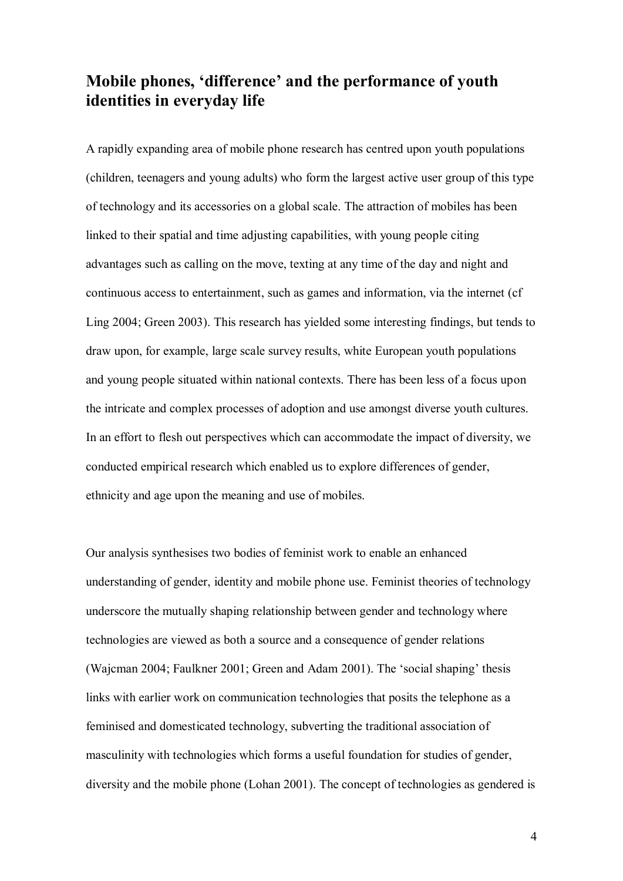## Mobile phones, 'difference' and the performance of youth identities in everyday life

A rapidly expanding area of mobile phone research has centred upon youth populations (children, teenagers and young adults) who form the largest active user group of this type of technology and its accessories on a global scale. The attraction of mobiles has been linked to their spatial and time adjusting capabilities, with young people citing advantages such as calling on the move, texting at any time of the day and night and continuous access to entertainment, such as games and information, via the internet (cf Ling 2004; Green 2003). This research has yielded some interesting findings, but tends to draw upon, for example, large scale survey results, white European youth populations and young people situated within national contexts. There has been less of a focus upon the intricate and complex processes of adoption and use amongst diverse youth cultures. In an effort to flesh out perspectives which can accommodate the impact of diversity, we conducted empirical research which enabled us to explore differences of gender, ethnicity and age upon the meaning and use of mobiles.

Our analysis synthesises two bodies of feminist work to enable an enhanced understanding of gender, identity and mobile phone use. Feminist theories of technology underscore the mutually shaping relationship between gender and technology where technologies are viewed as both a source and a consequence of gender relations (Wajcman 2004; Faulkner 2001; Green and Adam 2001). The 'social shaping' thesis links with earlier work on communication technologies that posits the telephone as a feminised and domesticated technology, subverting the traditional association of masculinity with technologies which forms a useful foundation for studies of gender, diversity and the mobile phone (Lohan 2001). The concept of technologies as gendered is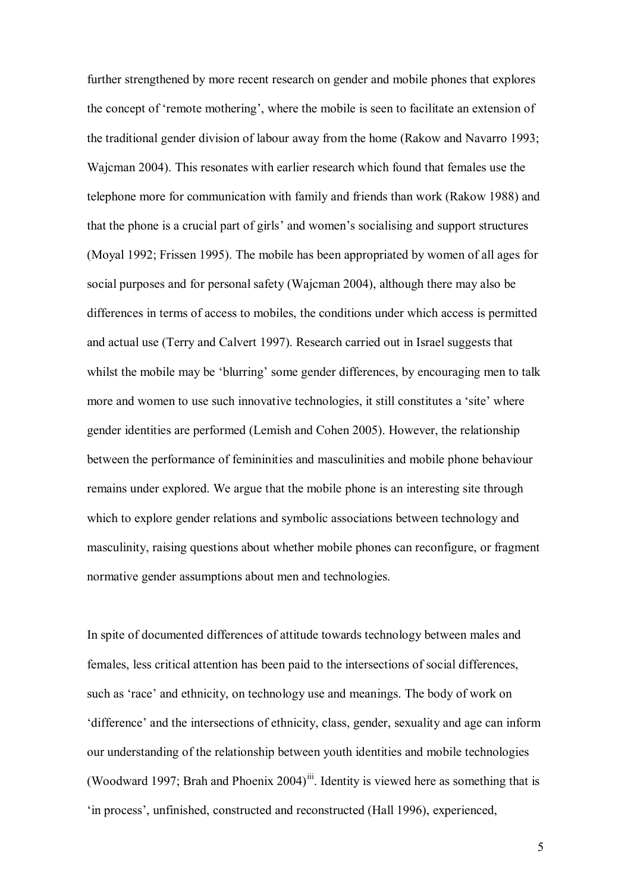further strengthened by more recent research on gender and mobile phones that explores the concept of 'remote mothering', where the mobile is seen to facilitate an extension of the traditional gender division of labour away from the home (Rakow and Navarro 1993; Wajcman 2004). This resonates with earlier research which found that females use the telephone more for communication with family and friends than work (Rakow 1988) and that the phone is a crucial part of girls' and women's socialising and support structures (Moyal 1992; Frissen 1995). The mobile has been appropriated by women of all ages for social purposes and for personal safety (Wajcman 2004), although there may also be differences in terms of access to mobiles, the conditions under which access is permitted and actual use (Terry and Calvert 1997). Research carried out in Israel suggests that whilst the mobile may be 'blurring' some gender differences, by encouraging men to talk more and women to use such innovative technologies, it still constitutes a 'site' where gender identities are performed (Lemish and Cohen 2005). However, the relationship between the performance of femininities and masculinities and mobile phone behaviour remains under explored. We argue that the mobile phone is an interesting site through which to explore gender relations and symbolic associations between technology and masculinity, raising questions about whether mobile phones can reconfigure, or fragment normative gender assumptions about men and technologies.

In spite of documented differences of attitude towards technology between males and females, less critical attention has been paid to the intersections of social differences, such as 'race' and ethnicity, on technology use and meanings. The body of work on 'difference' and the intersections of ethnicity, class, gender, sexuality and age can inform our understanding of the relationship between youth identities and mobile technologies (Woodward 1997; Brah and Phoenix 2004)[iii]. Identity is viewed here as something that is 'in process', unfinished, constructed and reconstructed (Hall 1996), experienced,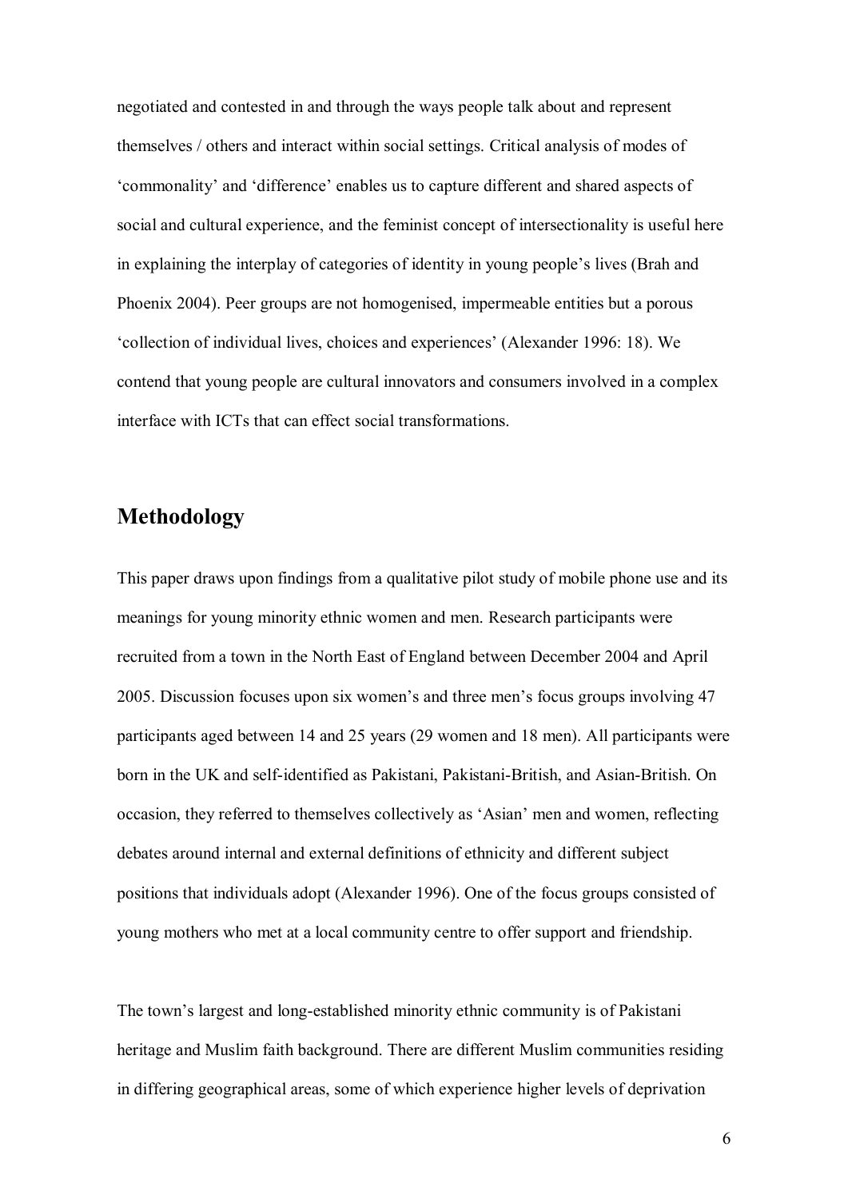negotiated and contested in and through the ways people talk about and represent themselves / others and interact within social settings. Critical analysis of modes of ‘commonality’ and ‘difference’ enables us to capture different and shared aspects of social and cultural experience, and the feminist concept of intersectionality is useful here in explaining the interplay of categories of identity in young people’s lives (Brah and Phoenix 2004). Peer groups are not homogenised, impermeable entities but a porous ‘collection of individual lives, choices and experiences’ (Alexander 1996: 18). We contend that young people are cultural innovators and consumers involved in a complex interface with ICTs that can effect social transformations.

## Methodology

This paper draws upon findings from a qualitative pilot study of mobile phone use and its meanings for young minority ethnic women and men. Research participants were recruited from a town in the North East of England between December 2004 and April 2005. Discussion focuses upon six women’s and three men’s focus groups involving 47 participants aged between 14 and 25 years (29 women and 18 men). All participants were born in the UK and self-identified as Pakistani, Pakistani-British, and Asian-British. On occasion, they referred to themselves collectively as ‘Asian’ men and women, reflecting debates around internal and external definitions of ethnicity and different subject positions that individuals adopt (Alexander 1996). One of the focus groups consisted of young mothers who met at a local community centre to offer support and friendship.

The town’s largest and long-established minority ethnic community is of Pakistani heritage and Muslim faith background. There are different Muslim communities residing in differing geographical areas, some of which experience higher levels of deprivation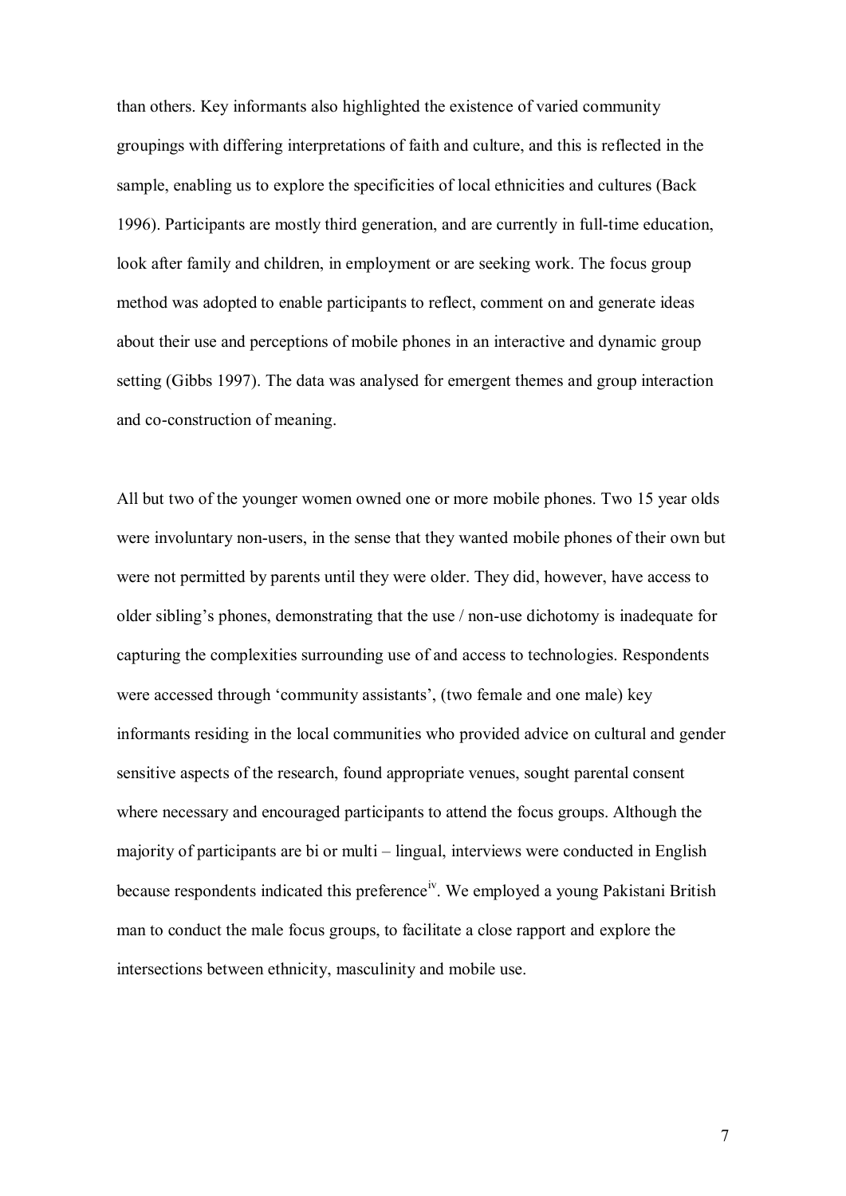than others. Key informants also highlighted the existence of varied community groupings with differing interpretations of faith and culture, and this is reflected in the sample, enabling us to explore the specificities of local ethnicities and cultures (Back 1996). Participants are mostly third generation, and are currently in full-time education, look after family and children, in employment or are seeking work. The focus group method was adopted to enable participants to reflect, comment on and generate ideas about their use and perceptions of mobile phones in an interactive and dynamic group setting (Gibbs 1997). The data was analysed for emergent themes and group interaction and co-construction of meaning.

All but two of the younger women owned one or more mobile phones. Two 15 year olds were involuntary non-users, in the sense that they wanted mobile phones of their own but were not permitted by parents until they were older. They did, however, have access to older sibling's phones, demonstrating that the use / non-use dichotomy is inadequate for capturing the complexities surrounding use of and access to technologies. Respondents were accessed through 'community assistants', (two female and one male) key informants residing in the local communities who provided advice on cultural and gender sensitive aspects of the research, found appropriate venues, sought parental consent where necessary and encouraged participants to attend the focus groups. Although the majority of participants are bi or multi – lingual, interviews were conducted in English because respondents indicated this preference[iv]. We employed a young Pakistani British man to conduct the male focus groups, to facilitate a close rapport and explore the intersections between ethnicity, masculinity and mobile use.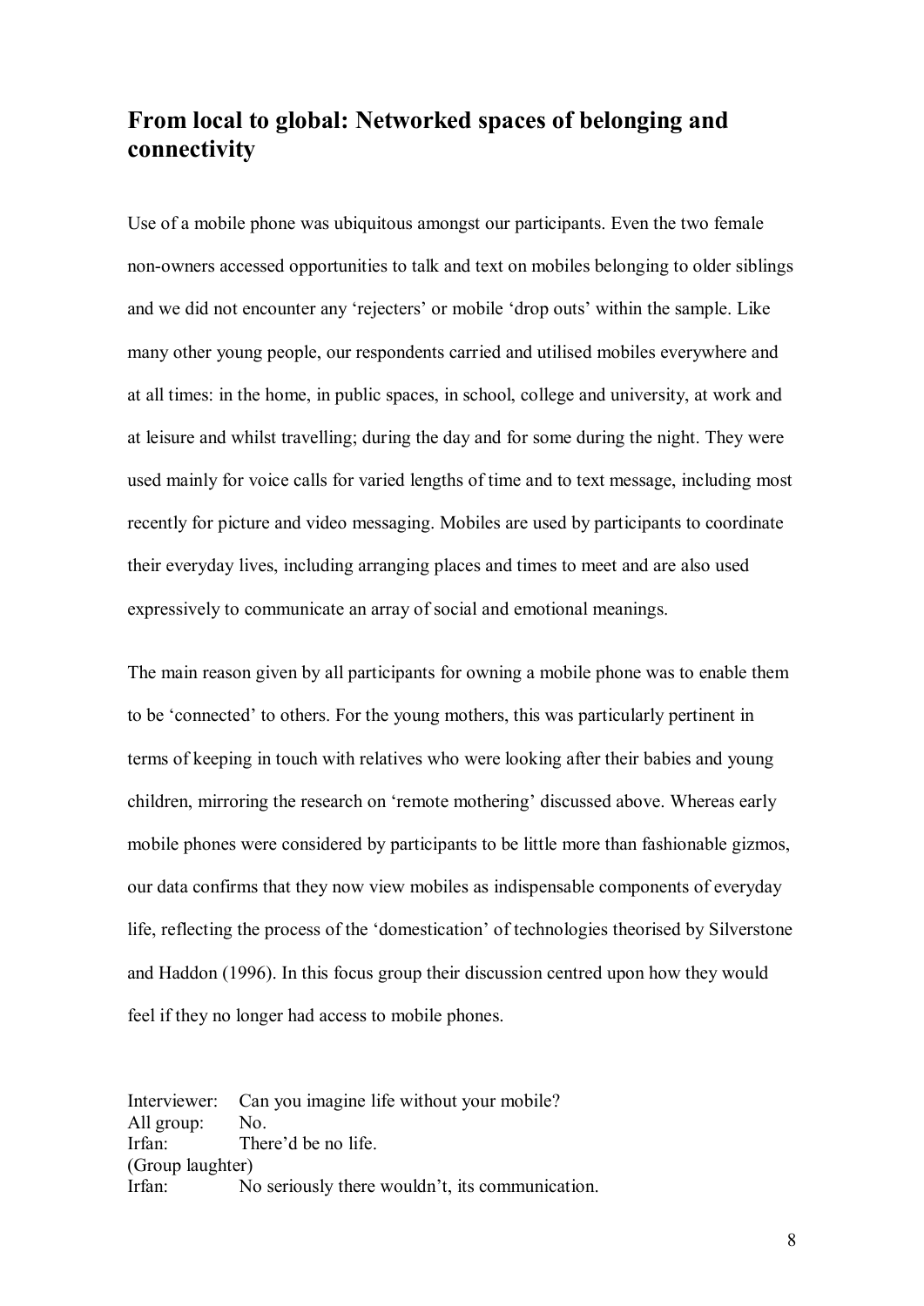## From local to global: Networked spaces of belonging and connectivity

Use of a mobile phone was ubiquitous amongst our participants. Even the two female non-owners accessed opportunities to talk and text on mobiles belonging to older siblings and we did not encounter any 'rejecters' or mobile 'drop outs' within the sample. Like many other young people, our respondents carried and utilised mobiles everywhere and at all times: in the home, in public spaces, in school, college and university, at work and at leisure and whilst travelling; during the day and for some during the night. They were used mainly for voice calls for varied lengths of time and to text message, including most recently for picture and video messaging. Mobiles are used by participants to coordinate their everyday lives, including arranging places and times to meet and are also used expressively to communicate an array of social and emotional meanings.

The main reason given by all participants for owning a mobile phone was to enable them to be 'connected' to others. For the young mothers, this was particularly pertinent in terms of keeping in touch with relatives who were looking after their babies and young children, mirroring the research on 'remote mothering' discussed above. Whereas early mobile phones were considered by participants to be little more than fashionable gizmos, our data confirms that they now view mobiles as indispensable components of everyday life, reflecting the process of the 'domestication' of technologies theorised by Silverstone and Haddon (1996). In this focus group their discussion centred upon how they would feel if they no longer had access to mobile phones.

Interviewer: Can you imagine life without your mobile?
All group: No.
Irfan: There'd be no life.
(Group laughter)
Irfan: No seriously there wouldn't, its communication.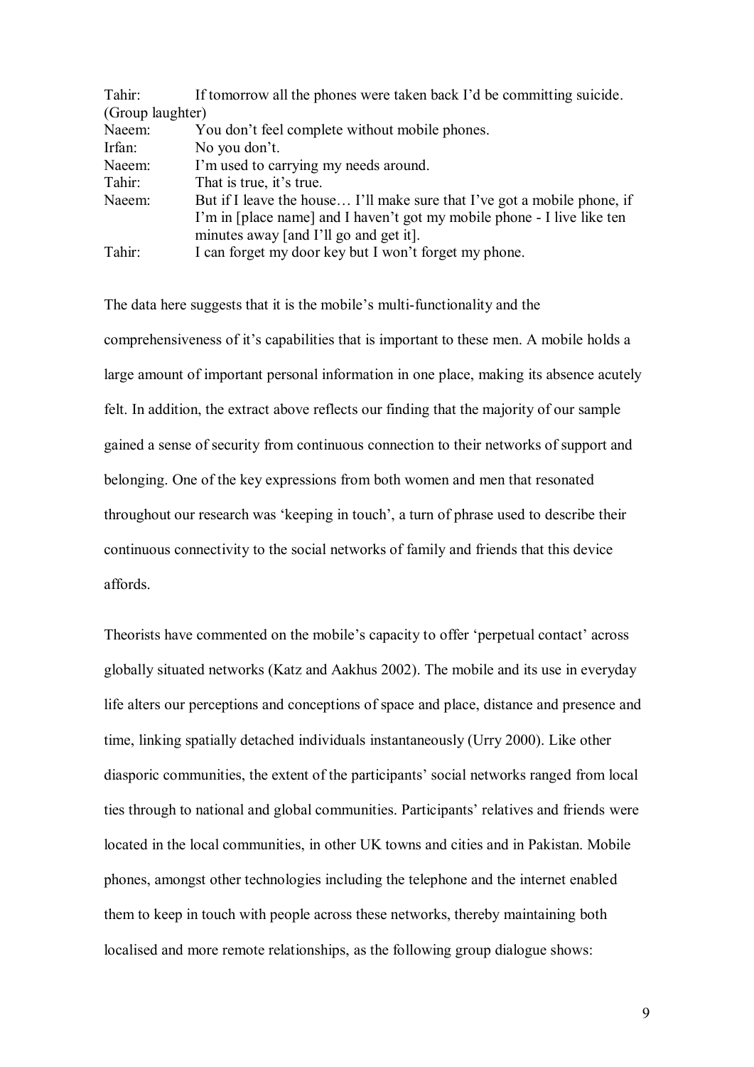Tahir: If tomorrow all the phones were taken back I'd be committing suicide.
(Group laughter)
Naeem: You don't feel complete without mobile phones.
Irfan: No you don't.
Naeem: I'm used to carrying my needs around.
Tahir: That is true, it's true.
Naeem: But if I leave the house… I'll make sure that I've got a mobile phone, if I'm in [place name] and I haven't got my mobile phone - I live like ten minutes away [and I'll go and get it].
Tahir: I can forget my door key but I won't forget my phone.

The data here suggests that it is the mobile's multi-functionality and the comprehensiveness of it's capabilities that is important to these men. A mobile holds a large amount of important personal information in one place, making its absence acutely felt. In addition, the extract above reflects our finding that the majority of our sample gained a sense of security from continuous connection to their networks of support and belonging. One of the key expressions from both women and men that resonated throughout our research was 'keeping in touch', a turn of phrase used to describe their continuous connectivity to the social networks of family and friends that this device affords.

Theorists have commented on the mobile's capacity to offer 'perpetual contact' across globally situated networks (Katz and Aakhus 2002). The mobile and its use in everyday life alters our perceptions and conceptions of space and place, distance and presence and time, linking spatially detached individuals instantaneously (Urry 2000). Like other diasporic communities, the extent of the participants' social networks ranged from local ties through to national and global communities. Participants' relatives and friends were located in the local communities, in other UK towns and cities and in Pakistan. Mobile phones, amongst other technologies including the telephone and the internet enabled them to keep in touch with people across these networks, thereby maintaining both localised and more remote relationships, as the following group dialogue shows: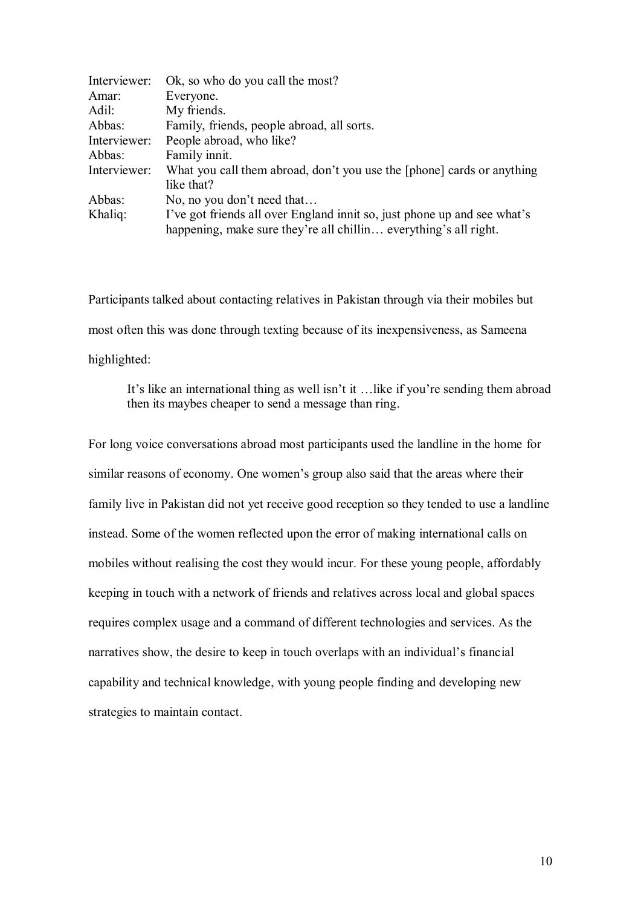| | |
|---|---|
| Interviewer: | Ok, so who do you call the most? |
| Amar: | Everyone. |
| Adil: | My friends. |
| Abbas: | Family, friends, people abroad, all sorts. |
| Interviewer: | People abroad, who like? |
| Abbas: | Family innit. |
| Interviewer: | What you call them abroad, don't you use the [phone] cards or anything like that? |
| Abbas: | No, no you don't need that… |
| Khaliq: | I've got friends all over England innit so, just phone up and see what's happening, make sure they're all chillin… everything's all right. |

Participants talked about contacting relatives in Pakistan through via their mobiles but most often this was done through texting because of its inexpensiveness, as Sameena highlighted:

> It's like an international thing as well isn't it …like if you're sending them abroad then its maybes cheaper to send a message than ring.

For long voice conversations abroad most participants used the landline in the home for similar reasons of economy. One women's group also said that the areas where their family live in Pakistan did not yet receive good reception so they tended to use a landline instead. Some of the women reflected upon the error of making international calls on mobiles without realising the cost they would incur. For these young people, affordably keeping in touch with a network of friends and relatives across local and global spaces requires complex usage and a command of different technologies and services. As the narratives show, the desire to keep in touch overlaps with an individual's financial capability and technical knowledge, with young people finding and developing new strategies to maintain contact.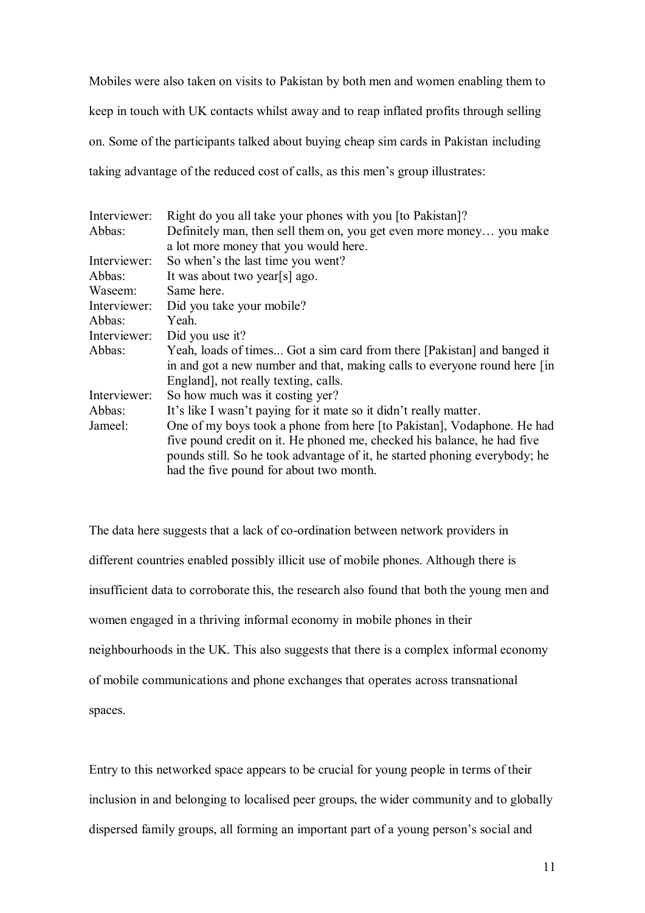Mobiles were also taken on visits to Pakistan by both men and women enabling them to keep in touch with UK contacts whilst away and to reap inflated profits through selling on. Some of the participants talked about buying cheap sim cards in Pakistan including taking advantage of the reduced cost of calls, as this men's group illustrates:

Interviewer: Right do you all take your phones with you [to Pakistan]?  
Abbas: Definitely man, then sell them on, you get even more money… you make a lot more money that you would here.  
Interviewer: So when's the last time you went?  
Abbas: It was about two year[s] ago.  
Waseem: Same here.  
Interviewer: Did you take your mobile?  
Abbas: Yeah.  
Interviewer: Did you use it?  
Abbas: Yeah, loads of times... Got a sim card from there [Pakistan] and banged it in and got a new number and that, making calls to everyone round here [in England], not really texting, calls.  
Interviewer: So how much was it costing yer?  
Abbas: It's like I wasn't paying for it mate so it didn't really matter.  
Jameel: One of my boys took a phone from here [to Pakistan], Vodaphone. He had five pound credit on it. He phoned me, checked his balance, he had five pounds still. So he took advantage of it, he started phoning everybody; he had the five pound for about two month.

The data here suggests that a lack of co-ordination between network providers in different countries enabled possibly illicit use of mobile phones. Although there is insufficient data to corroborate this, the research also found that both the young men and women engaged in a thriving informal economy in mobile phones in their neighbourhoods in the UK. This also suggests that there is a complex informal economy of mobile communications and phone exchanges that operates across transnational spaces.

Entry to this networked space appears to be crucial for young people in terms of their inclusion in and belonging to localised peer groups, the wider community and to globally dispersed family groups, all forming an important part of a young person's social and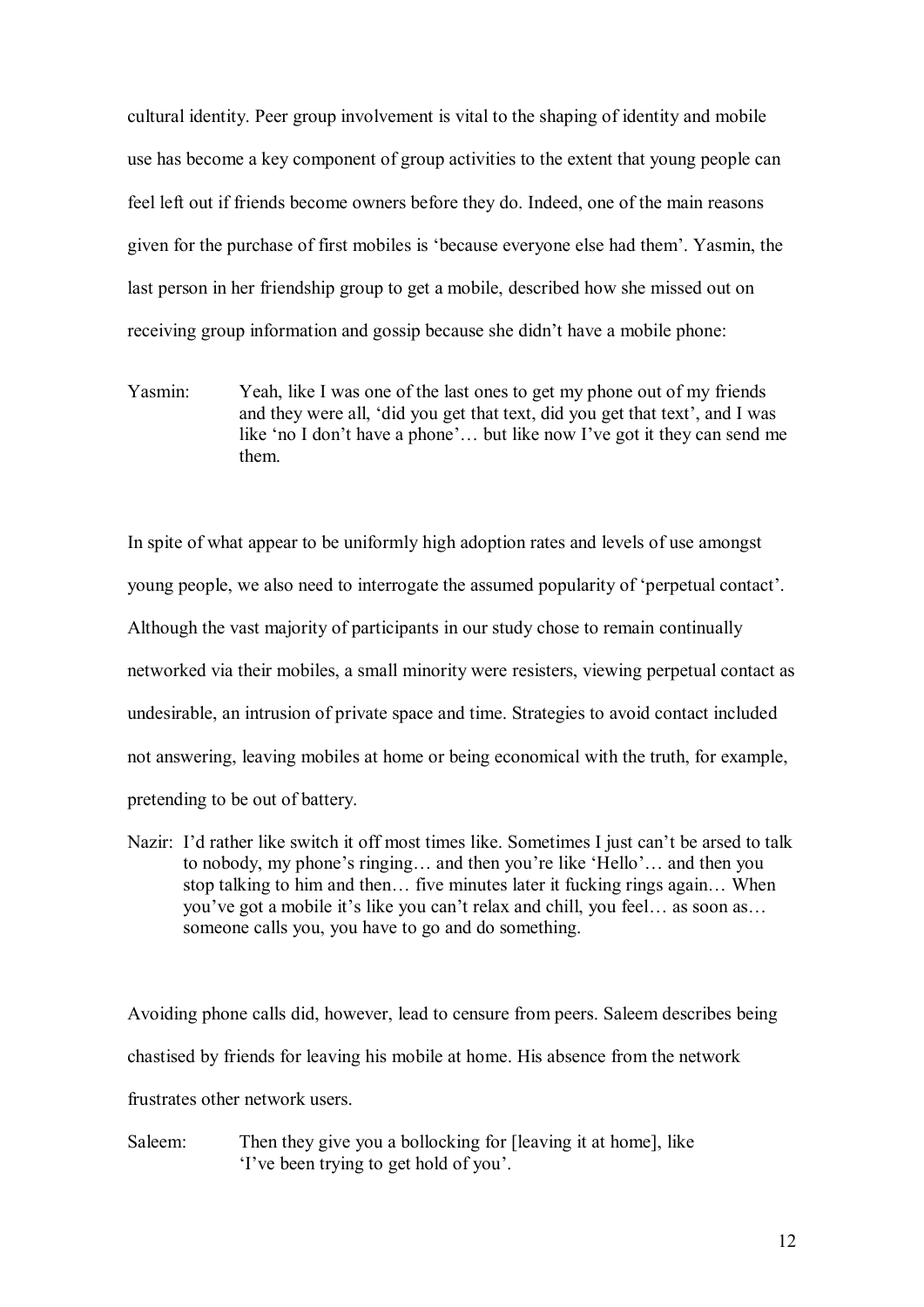cultural identity. Peer group involvement is vital to the shaping of identity and mobile use has become a key component of group activities to the extent that young people can feel left out if friends become owners before they do. Indeed, one of the main reasons given for the purchase of first mobiles is 'because everyone else had them'. Yasmin, the last person in her friendship group to get a mobile, described how she missed out on receiving group information and gossip because she didn't have a mobile phone:

> Yasmin: Yeah, like I was one of the last ones to get my phone out of my friends and they were all, 'did you get that text, did you get that text', and I was like 'no I don't have a phone'… but like now I've got it they can send me them.

In spite of what appear to be uniformly high adoption rates and levels of use amongst young people, we also need to interrogate the assumed popularity of 'perpetual contact'. Although the vast majority of participants in our study chose to remain continually networked via their mobiles, a small minority were resisters, viewing perpetual contact as undesirable, an intrusion of private space and time. Strategies to avoid contact included not answering, leaving mobiles at home or being economical with the truth, for example, pretending to be out of battery.

> Nazir: I'd rather like switch it off most times like. Sometimes I just can't be arsed to talk to nobody, my phone's ringing… and then you're like 'Hello'… and then you stop talking to him and then… five minutes later it fucking rings again… When you've got a mobile it's like you can't relax and chill, you feel… as soon as… someone calls you, you have to go and do something.

Avoiding phone calls did, however, lead to censure from peers. Saleem describes being chastised by friends for leaving his mobile at home. His absence from the network frustrates other network users.

> Saleem: Then they give you a bollocking for [leaving it at home], like 'I've been trying to get hold of you'.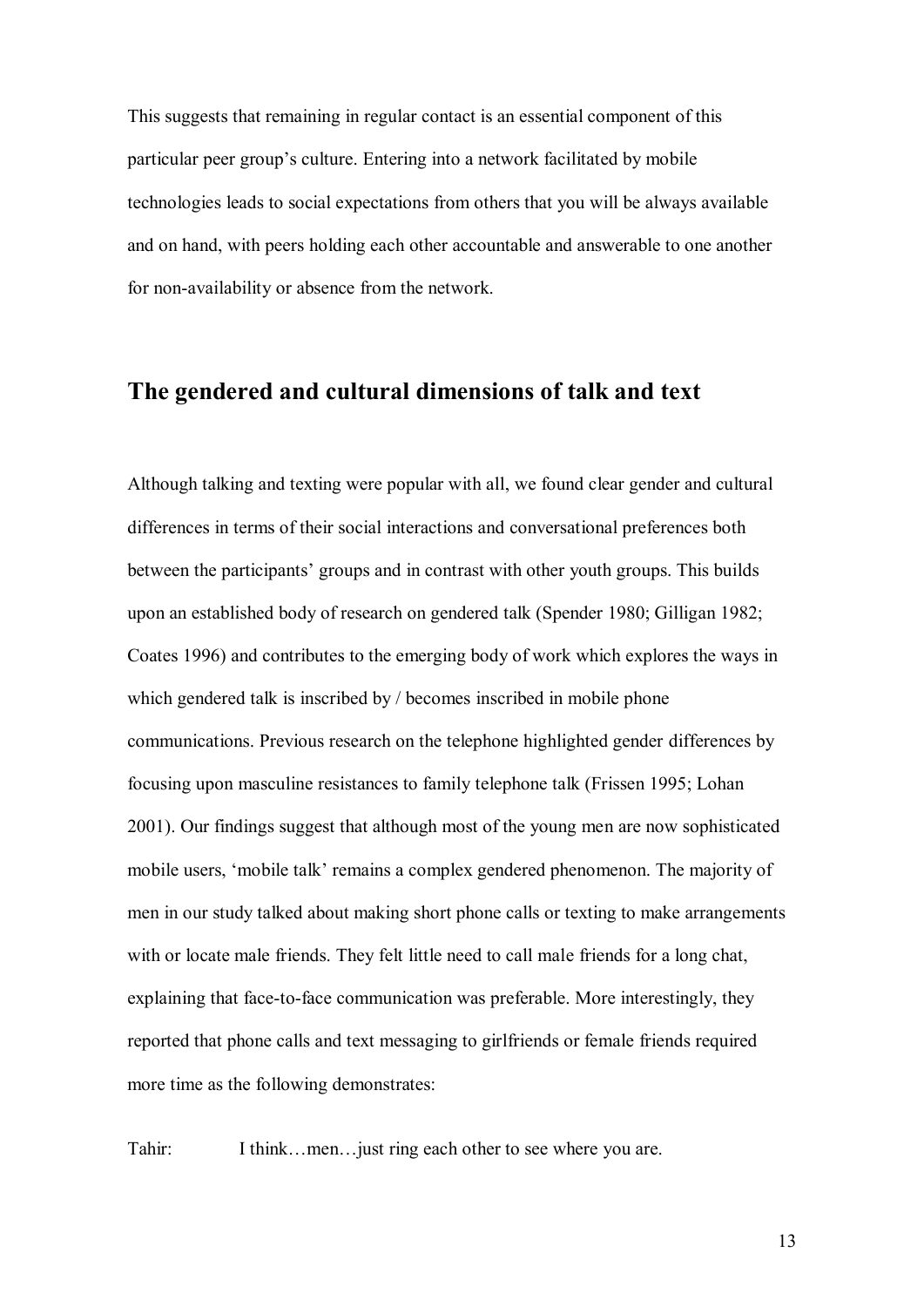This suggests that remaining in regular contact is an essential component of this particular peer group's culture. Entering into a network facilitated by mobile technologies leads to social expectations from others that you will be always available and on hand, with peers holding each other accountable and answerable to one another for non-availability or absence from the network.

## The gendered and cultural dimensions of talk and text

Although talking and texting were popular with all, we found clear gender and cultural differences in terms of their social interactions and conversational preferences both between the participants' groups and in contrast with other youth groups. This builds upon an established body of research on gendered talk (Spender 1980; Gilligan 1982; Coates 1996) and contributes to the emerging body of work which explores the ways in which gendered talk is inscribed by / becomes inscribed in mobile phone communications. Previous research on the telephone highlighted gender differences by focusing upon masculine resistances to family telephone talk (Frissen 1995; Lohan 2001). Our findings suggest that although most of the young men are now sophisticated mobile users, 'mobile talk' remains a complex gendered phenomenon. The majority of men in our study talked about making short phone calls or texting to make arrangements with or locate male friends. They felt little need to call male friends for a long chat, explaining that face-to-face communication was preferable. More interestingly, they reported that phone calls and text messaging to girlfriends or female friends required more time as the following demonstrates:

Tahir: I think…men…just ring each other to see where you are.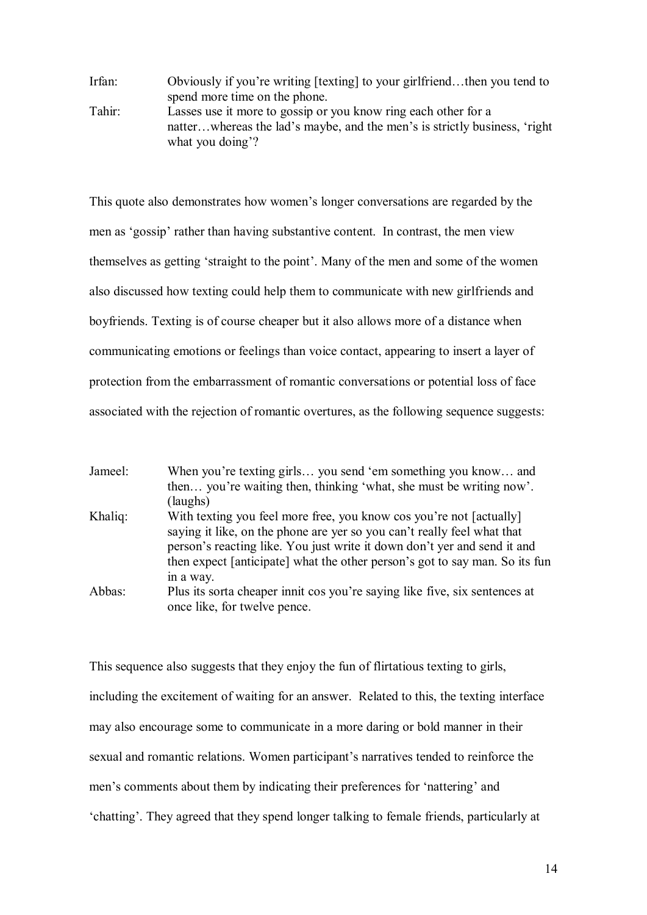Irfan: Obviously if you're writing [texting] to your girlfriend…then you tend to spend more time on the phone.

Tahir: Lasses use it more to gossip or you know ring each other for a natter…whereas the lad's maybe, and the men's is strictly business, 'right what you doing'?

This quote also demonstrates how women's longer conversations are regarded by the men as 'gossip' rather than having substantive content. In contrast, the men view themselves as getting 'straight to the point'. Many of the men and some of the women also discussed how texting could help them to communicate with new girlfriends and boyfriends. Texting is of course cheaper but it also allows more of a distance when communicating emotions or feelings than voice contact, appearing to insert a layer of protection from the embarrassment of romantic conversations or potential loss of face associated with the rejection of romantic overtures, as the following sequence suggests:

Jameel: When you're texting girls… you send 'em something you know… and then… you're waiting then, thinking 'what, she must be writing now'. (laughs)

Khaliq: With texting you feel more free, you know cos you're not [actually] saying it like, on the phone are yer so you can't really feel what that person's reacting like. You just write it down don't yer and send it and then expect [anticipate] what the other person's got to say man. So its fun in a way.

Abbas: Plus its sorta cheaper innit cos you're saying like five, six sentences at once like, for twelve pence.

This sequence also suggests that they enjoy the fun of flirtatious texting to girls, including the excitement of waiting for an answer. Related to this, the texting interface may also encourage some to communicate in a more daring or bold manner in their sexual and romantic relations. Women participant's narratives tended to reinforce the men's comments about them by indicating their preferences for 'nattering' and 'chatting'. They agreed that they spend longer talking to female friends, particularly at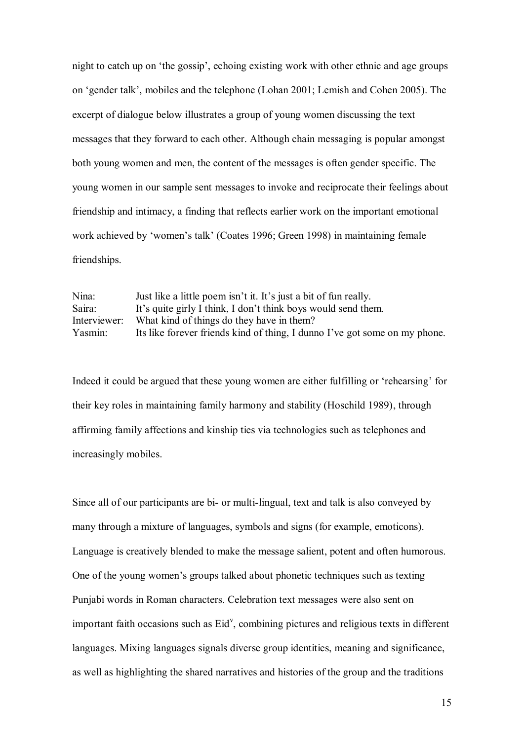night to catch up on 'the gossip', echoing existing work with other ethnic and age groups on 'gender talk', mobiles and the telephone (Lohan 2001; Lemish and Cohen 2005). The excerpt of dialogue below illustrates a group of young women discussing the text messages that they forward to each other. Although chain messaging is popular amongst both young women and men, the content of the messages is often gender specific. The young women in our sample sent messages to invoke and reciprocate their feelings about friendship and intimacy, a finding that reflects earlier work on the important emotional work achieved by 'women's talk' (Coates 1996; Green 1998) in maintaining female friendships.

Nina: Just like a little poem isn't it. It's just a bit of fun really.
Saira: It's quite girly I think, I don't think boys would send them.
Interviewer: What kind of things do they have in them?
Yasmin: Its like forever friends kind of thing, I dunno I've got some on my phone.

Indeed it could be argued that these young women are either fulfilling or 'rehearsing' for their key roles in maintaining family harmony and stability (Hoschild 1989), through affirming family affections and kinship ties via technologies such as telephones and increasingly mobiles.

Since all of our participants are bi- or multi-lingual, text and talk is also conveyed by many through a mixture of languages, symbols and signs (for example, emoticons). Language is creatively blended to make the message salient, potent and often humorous. One of the young women's groups talked about phonetic techniques such as texting Punjabi words in Roman characters. Celebration text messages were also sent on important faith occasions such as Eid[v], combining pictures and religious texts in different languages. Mixing languages signals diverse group identities, meaning and significance, as well as highlighting the shared narratives and histories of the group and the traditions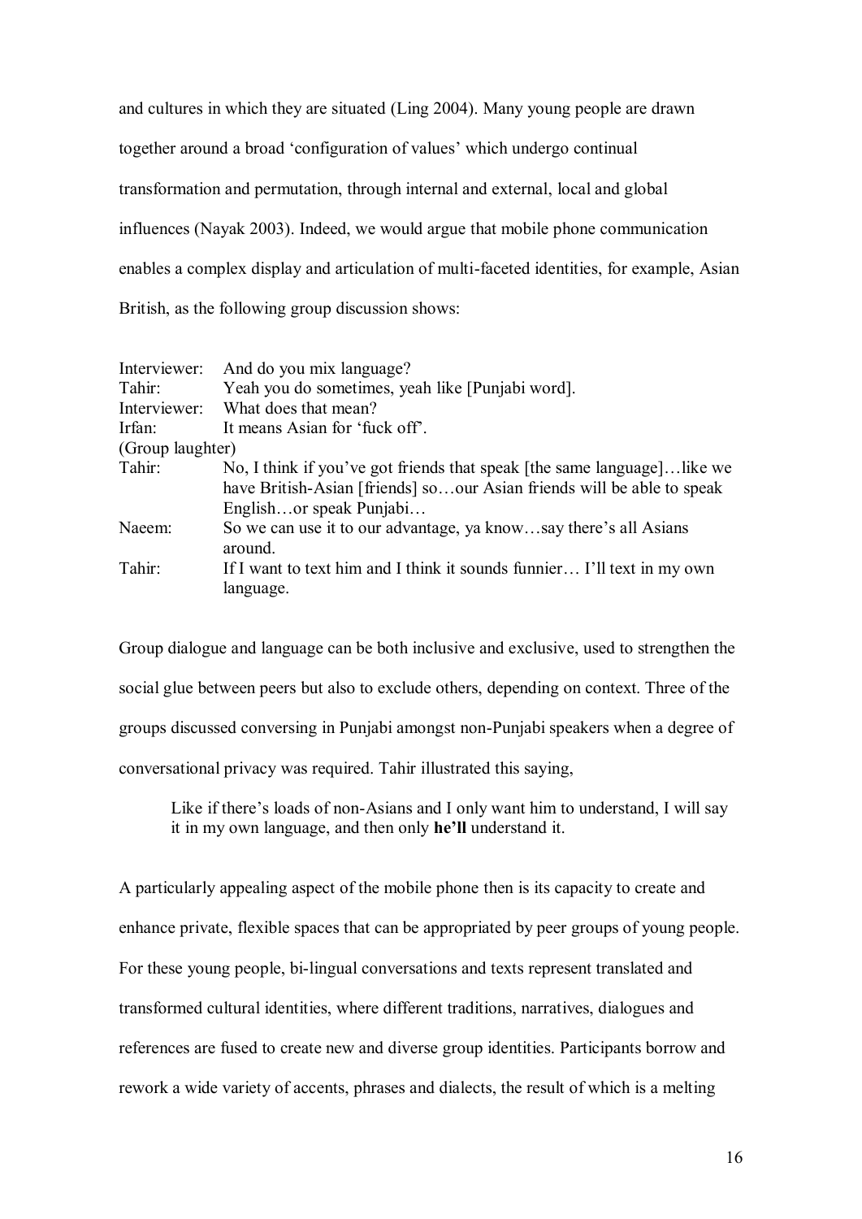and cultures in which they are situated (Ling 2004). Many young people are drawn together around a broad 'configuration of values' which undergo continual transformation and permutation, through internal and external, local and global influences (Nayak 2003). Indeed, we would argue that mobile phone communication enables a complex display and articulation of multi-faceted identities, for example, Asian British, as the following group discussion shows:

Interviewer: And do you mix language?  
Tahir: Yeah you do sometimes, yeah like [Punjabi word].  
Interviewer: What does that mean?  
Irfan: It means Asian for 'fuck off'.  
(Group laughter)  
Tahir: No, I think if you've got friends that speak [the same language]…like we have British-Asian [friends] so…our Asian friends will be able to speak English…or speak Punjabi…  
Naeem: So we can use it to our advantage, ya know…say there's all Asians around.  
Tahir: If I want to text him and I think it sounds funnier… I'll text in my own language.

Group dialogue and language can be both inclusive and exclusive, used to strengthen the social glue between peers but also to exclude others, depending on context. Three of the groups discussed conversing in Punjabi amongst non-Punjabi speakers when a degree of conversational privacy was required. Tahir illustrated this saying,

> Like if there's loads of non-Asians and I only want him to understand, I will say it in my own language, and then only **he'll** understand it.

A particularly appealing aspect of the mobile phone then is its capacity to create and enhance private, flexible spaces that can be appropriated by peer groups of young people. For these young people, bi-lingual conversations and texts represent translated and transformed cultural identities, where different traditions, narratives, dialogues and references are fused to create new and diverse group identities. Participants borrow and rework a wide variety of accents, phrases and dialects, the result of which is a melting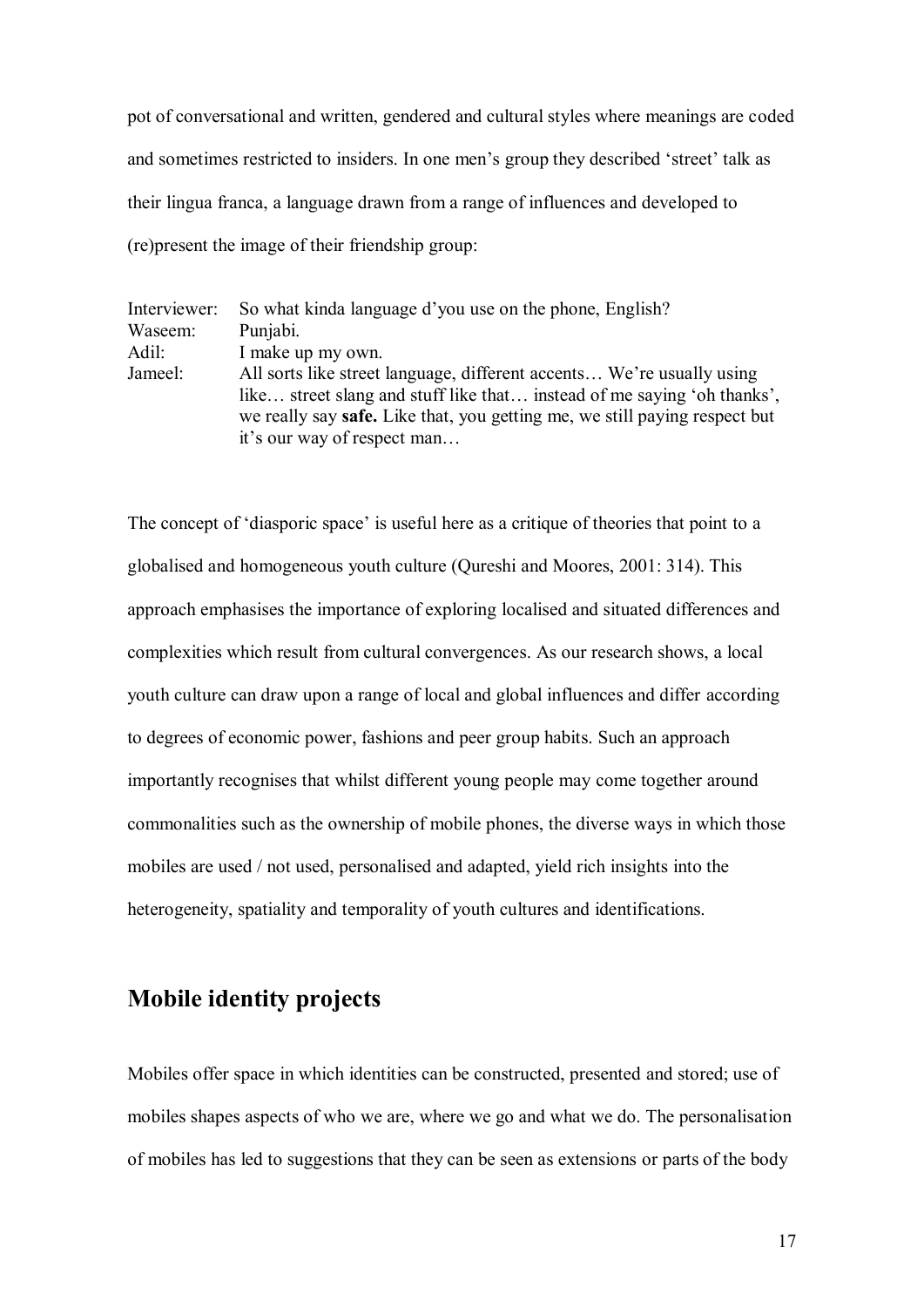pot of conversational and written, gendered and cultural styles where meanings are coded and sometimes restricted to insiders. In one men's group they described 'street' talk as their lingua franca, a language drawn from a range of influences and developed to (re)present the image of their friendship group:

| | |
|---|---|
| Interviewer: | So what kinda language d'you use on the phone, English? |
| Waseem: | Punjabi. |
| Adil: | I make up my own. |
| Jameel: | All sorts like street language, different accents… We're usually using like… street slang and stuff like that… instead of me saying 'oh thanks', we really say **safe.** Like that, you getting me, we still paying respect but it's our way of respect man… |

The concept of 'diasporic space' is useful here as a critique of theories that point to a globalised and homogeneous youth culture (Qureshi and Moores, 2001: 314). This approach emphasises the importance of exploring localised and situated differences and complexities which result from cultural convergences. As our research shows, a local youth culture can draw upon a range of local and global influences and differ according to degrees of economic power, fashions and peer group habits. Such an approach importantly recognises that whilst different young people may come together around commonalities such as the ownership of mobile phones, the diverse ways in which those mobiles are used / not used, personalised and adapted, yield rich insights into the heterogeneity, spatiality and temporality of youth cultures and identifications.

## Mobile identity projects

Mobiles offer space in which identities can be constructed, presented and stored; use of mobiles shapes aspects of who we are, where we go and what we do. The personalisation of mobiles has led to suggestions that they can be seen as extensions or parts of the body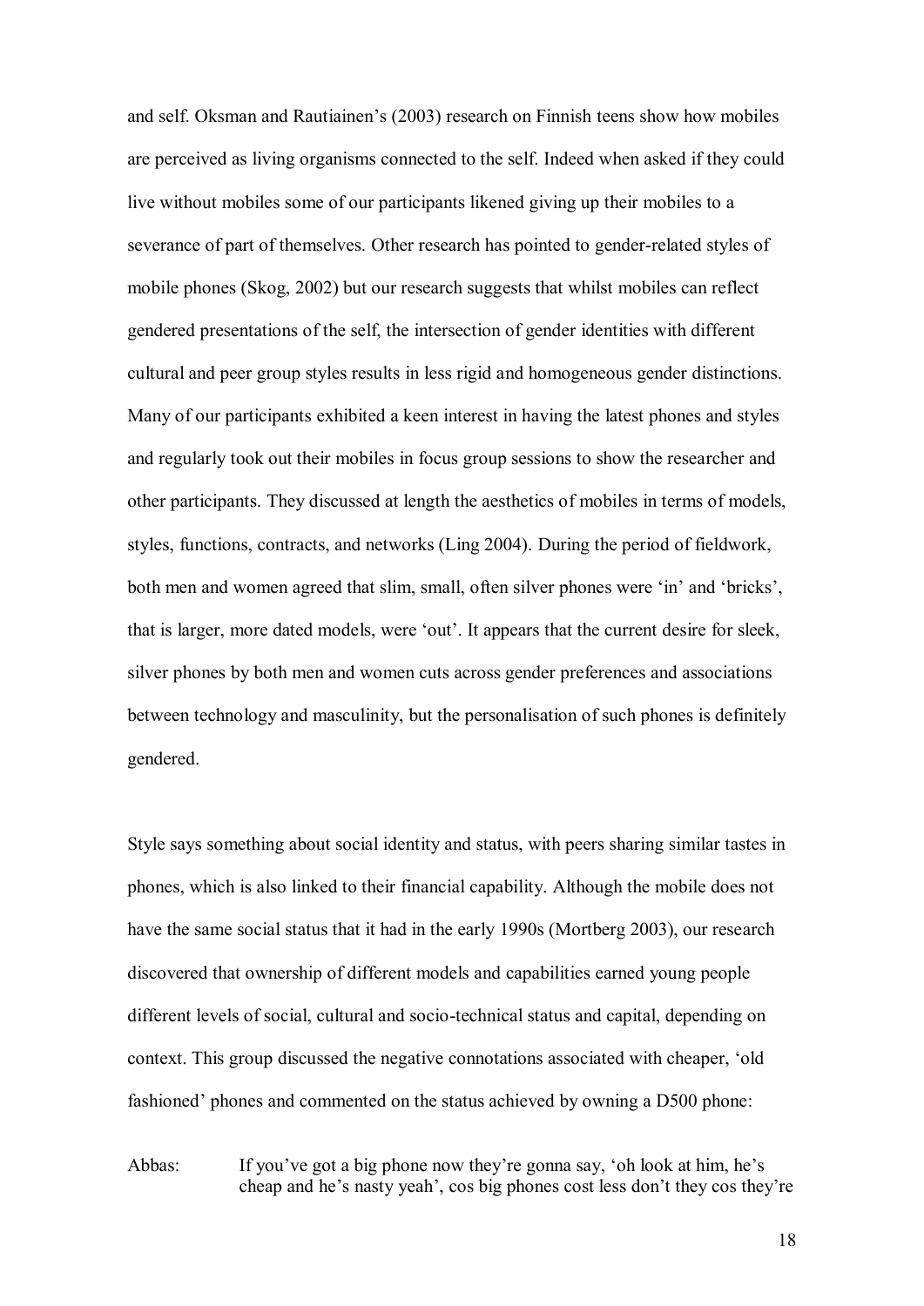and self. Oksman and Rautiainen's (2003) research on Finnish teens show how mobiles are perceived as living organisms connected to the self. Indeed when asked if they could live without mobiles some of our participants likened giving up their mobiles to a severance of part of themselves. Other research has pointed to gender-related styles of mobile phones (Skog, 2002) but our research suggests that whilst mobiles can reflect gendered presentations of the self, the intersection of gender identities with different cultural and peer group styles results in less rigid and homogeneous gender distinctions. Many of our participants exhibited a keen interest in having the latest phones and styles and regularly took out their mobiles in focus group sessions to show the researcher and other participants. They discussed at length the aesthetics of mobiles in terms of models, styles, functions, contracts, and networks (Ling 2004). During the period of fieldwork, both men and women agreed that slim, small, often silver phones were 'in' and 'bricks', that is larger, more dated models, were 'out'. It appears that the current desire for sleek, silver phones by both men and women cuts across gender preferences and associations between technology and masculinity, but the personalisation of such phones is definitely gendered.

Style says something about social identity and status, with peers sharing similar tastes in phones, which is also linked to their financial capability. Although the mobile does not have the same social status that it had in the early 1990s (Mortberg 2003), our research discovered that ownership of different models and capabilities earned young people different levels of social, cultural and socio-technical status and capital, depending on context. This group discussed the negative connotations associated with cheaper, 'old fashioned' phones and commented on the status achieved by owning a D500 phone:

Abbas: If you've got a big phone now they're gonna say, 'oh look at him, he's cheap and he's nasty yeah', cos big phones cost less don't they cos they're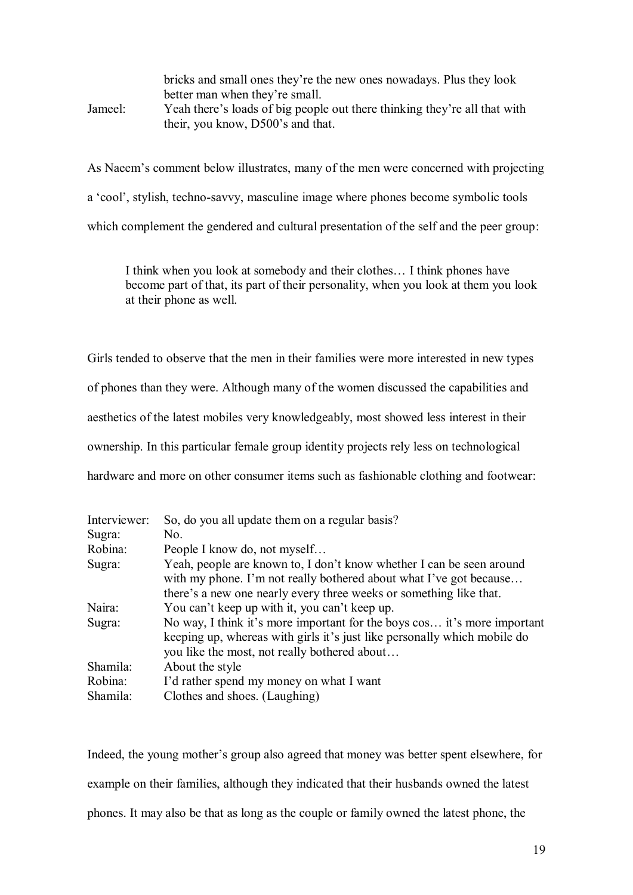bricks and small ones they're the new ones nowadays. Plus they look better man when they're small.

Jameel: Yeah there's loads of big people out there thinking they're all that with their, you know, D500's and that.

As Naeem's comment below illustrates, many of the men were concerned with projecting a 'cool', stylish, techno-savvy, masculine image where phones become symbolic tools which complement the gendered and cultural presentation of the self and the peer group:

> I think when you look at somebody and their clothes… I think phones have become part of that, its part of their personality, when you look at them you look at their phone as well.

Girls tended to observe that the men in their families were more interested in new types of phones than they were. Although many of the women discussed the capabilities and aesthetics of the latest mobiles very knowledgeably, most showed less interest in their ownership. In this particular female group identity projects rely less on technological hardware and more on other consumer items such as fashionable clothing and footwear:

Interviewer: So, do you all update them on a regular basis?
Sugra: No.
Robina: People I know do, not myself…
Sugra: Yeah, people are known to, I don't know whether I can be seen around with my phone. I'm not really bothered about what I've got because… there's a new one nearly every three weeks or something like that.
Naira: You can't keep up with it, you can't keep up.
Sugra: No way, I think it's more important for the boys cos… it's more important keeping up, whereas with girls it's just like personally which mobile do you like the most, not really bothered about…
Shamila: About the style
Robina: I'd rather spend my money on what I want
Shamila: Clothes and shoes. (Laughing)

Indeed, the young mother's group also agreed that money was better spent elsewhere, for example on their families, although they indicated that their husbands owned the latest phones. It may also be that as long as the couple or family owned the latest phone, the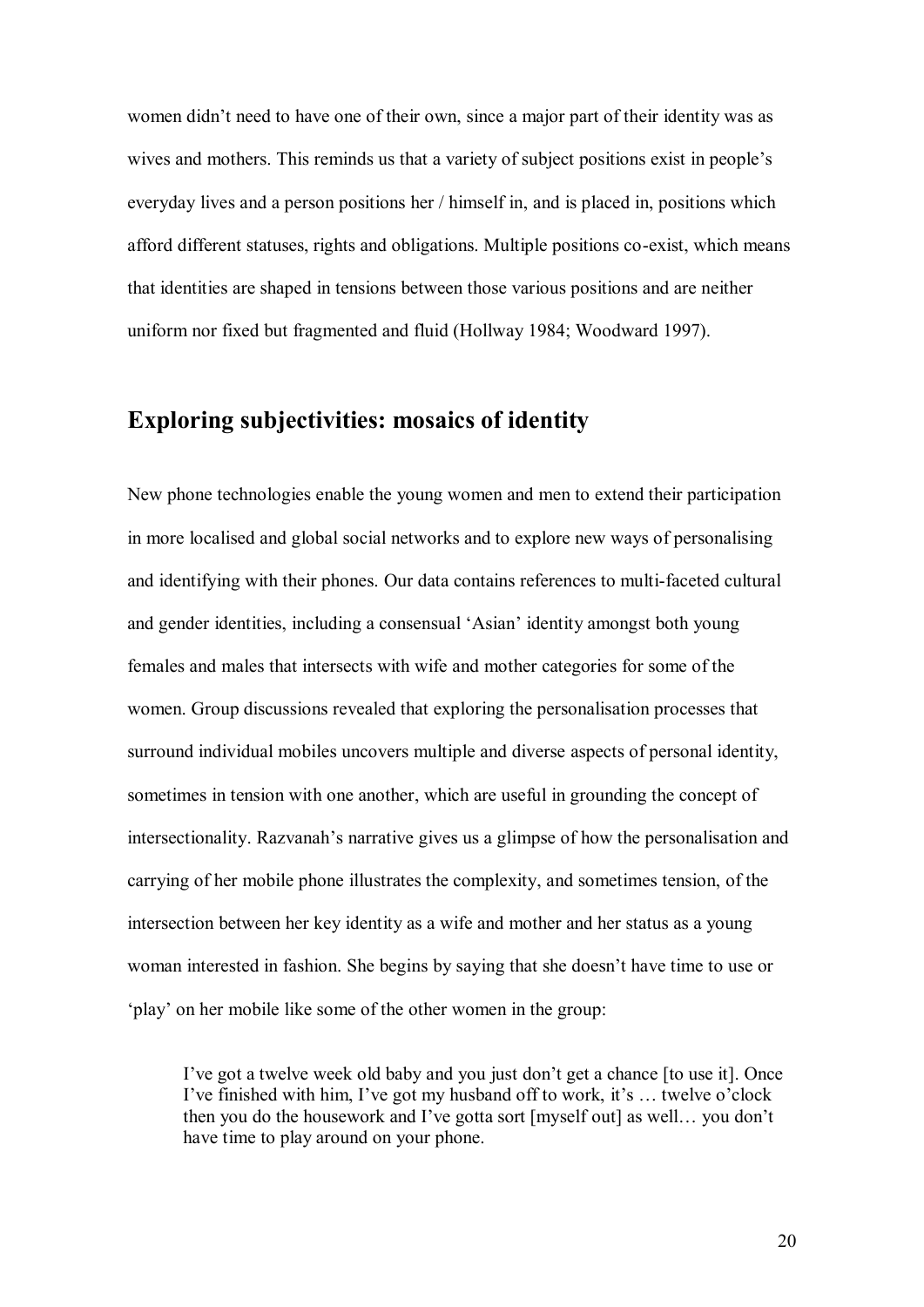women didn't need to have one of their own, since a major part of their identity was as wives and mothers. This reminds us that a variety of subject positions exist in people's everyday lives and a person positions her / himself in, and is placed in, positions which afford different statuses, rights and obligations. Multiple positions co-exist, which means that identities are shaped in tensions between those various positions and are neither uniform nor fixed but fragmented and fluid (Hollway 1984; Woodward 1997).

## Exploring subjectivities: mosaics of identity

New phone technologies enable the young women and men to extend their participation in more localised and global social networks and to explore new ways of personalising and identifying with their phones. Our data contains references to multi-faceted cultural and gender identities, including a consensual 'Asian' identity amongst both young females and males that intersects with wife and mother categories for some of the women. Group discussions revealed that exploring the personalisation processes that surround individual mobiles uncovers multiple and diverse aspects of personal identity, sometimes in tension with one another, which are useful in grounding the concept of intersectionality. Razvanah's narrative gives us a glimpse of how the personalisation and carrying of her mobile phone illustrates the complexity, and sometimes tension, of the intersection between her key identity as a wife and mother and her status as a young woman interested in fashion. She begins by saying that she doesn't have time to use or 'play' on her mobile like some of the other women in the group:

> I've got a twelve week old baby and you just don't get a chance [to use it]. Once I've finished with him, I've got my husband off to work, it's … twelve o'clock then you do the housework and I've gotta sort [myself out] as well… you don't have time to play around on your phone.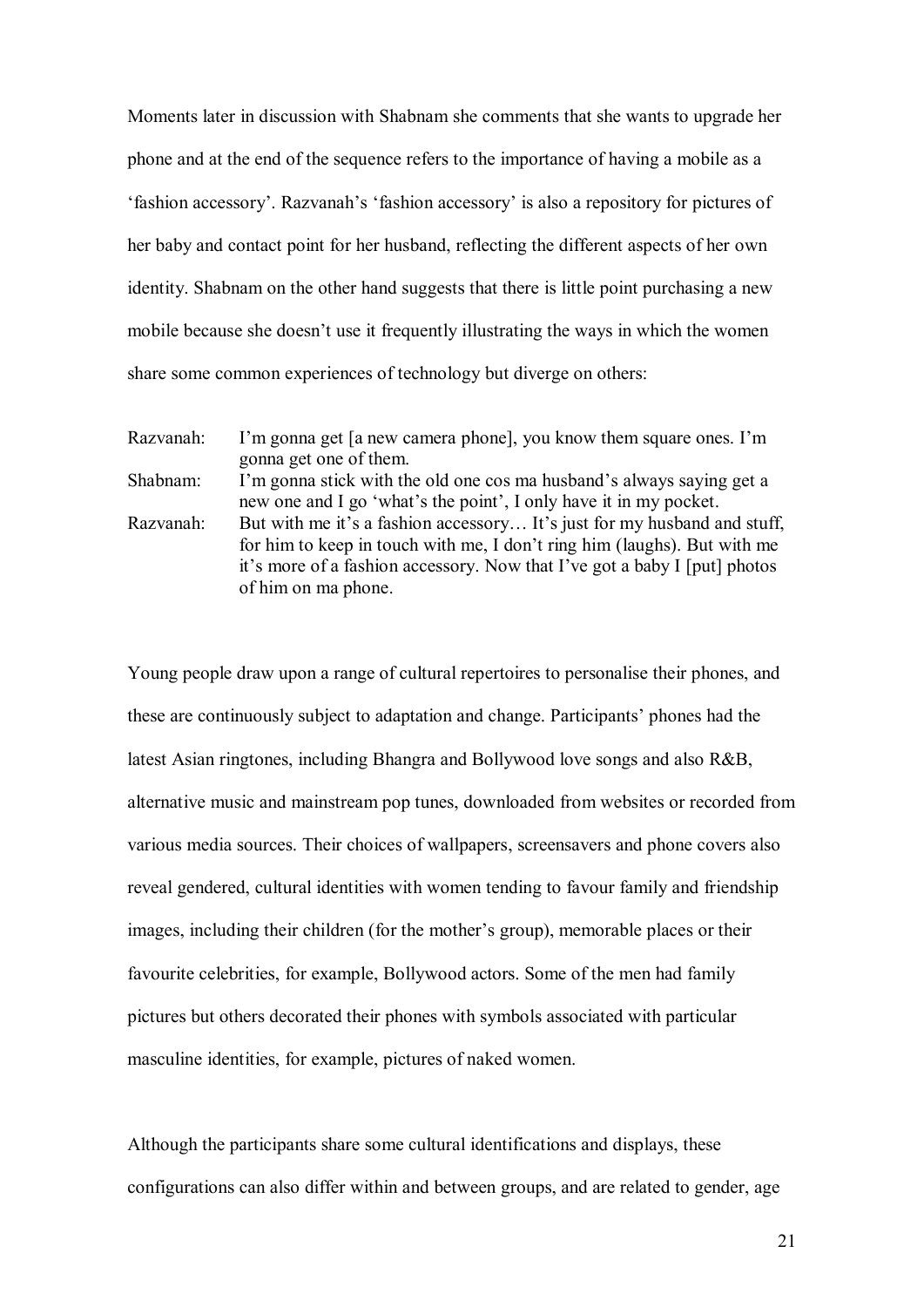Moments later in discussion with Shabnam she comments that she wants to upgrade her phone and at the end of the sequence refers to the importance of having a mobile as a 'fashion accessory'. Razvanah's 'fashion accessory' is also a repository for pictures of her baby and contact point for her husband, reflecting the different aspects of her own identity. Shabnam on the other hand suggests that there is little point purchasing a new mobile because she doesn't use it frequently illustrating the ways in which the women share some common experiences of technology but diverge on others:

Razvanah: I'm gonna get [a new camera phone], you know them square ones. I'm gonna get one of them.
Shabnam: I'm gonna stick with the old one cos ma husband's always saying get a new one and I go 'what's the point', I only have it in my pocket.
Razvanah: But with me it's a fashion accessory… It's just for my husband and stuff, for him to keep in touch with me, I don't ring him (laughs). But with me it's more of a fashion accessory. Now that I've got a baby I [put] photos of him on ma phone.

Young people draw upon a range of cultural repertoires to personalise their phones, and these are continuously subject to adaptation and change. Participants' phones had the latest Asian ringtones, including Bhangra and Bollywood love songs and also R&B, alternative music and mainstream pop tunes, downloaded from websites or recorded from various media sources. Their choices of wallpapers, screensavers and phone covers also reveal gendered, cultural identities with women tending to favour family and friendship images, including their children (for the mother's group), memorable places or their favourite celebrities, for example, Bollywood actors. Some of the men had family pictures but others decorated their phones with symbols associated with particular masculine identities, for example, pictures of naked women.

Although the participants share some cultural identifications and displays, these configurations can also differ within and between groups, and are related to gender, age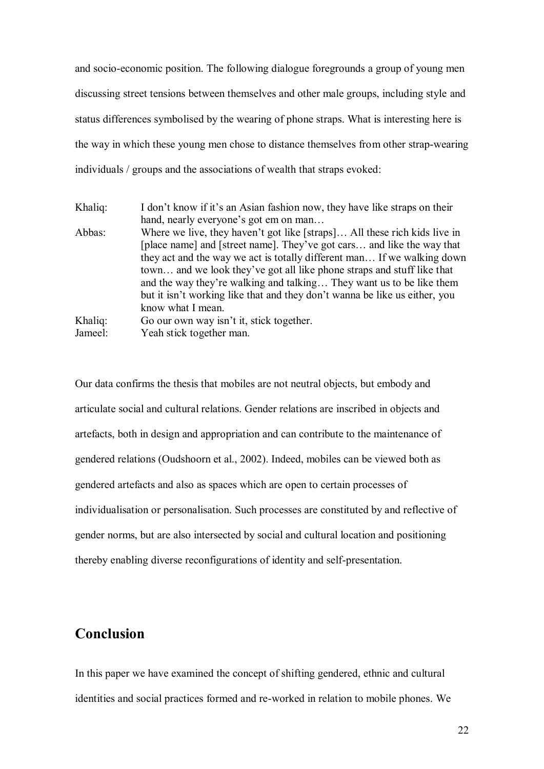and socio-economic position. The following dialogue foregrounds a group of young men discussing street tensions between themselves and other male groups, including style and status differences symbolised by the wearing of phone straps. What is interesting here is the way in which these young men chose to distance themselves from other strap-wearing individuals / groups and the associations of wealth that straps evoked:

Khaliq: I don't know if it's an Asian fashion now, they have like straps on their hand, nearly everyone's got em on man…

Abbas: Where we live, they haven't got like [straps]… All these rich kids live in [place name] and [street name]. They've got cars… and like the way that they act and the way we act is totally different man… If we walking down town… and we look they've got all like phone straps and stuff like that and the way they're walking and talking… They want us to be like them but it isn't working like that and they don't wanna be like us either, you know what I mean.

Khaliq: Go our own way isn't it, stick together.

Jameel: Yeah stick together man.

Our data confirms the thesis that mobiles are not neutral objects, but embody and articulate social and cultural relations. Gender relations are inscribed in objects and artefacts, both in design and appropriation and can contribute to the maintenance of gendered relations (Oudshoorn et al., 2002). Indeed, mobiles can be viewed both as gendered artefacts and also as spaces which are open to certain processes of individualisation or personalisation. Such processes are constituted by and reflective of gender norms, but are also intersected by social and cultural location and positioning thereby enabling diverse reconfigurations of identity and self-presentation.

## Conclusion

In this paper we have examined the concept of shifting gendered, ethnic and cultural identities and social practices formed and re-worked in relation to mobile phones. We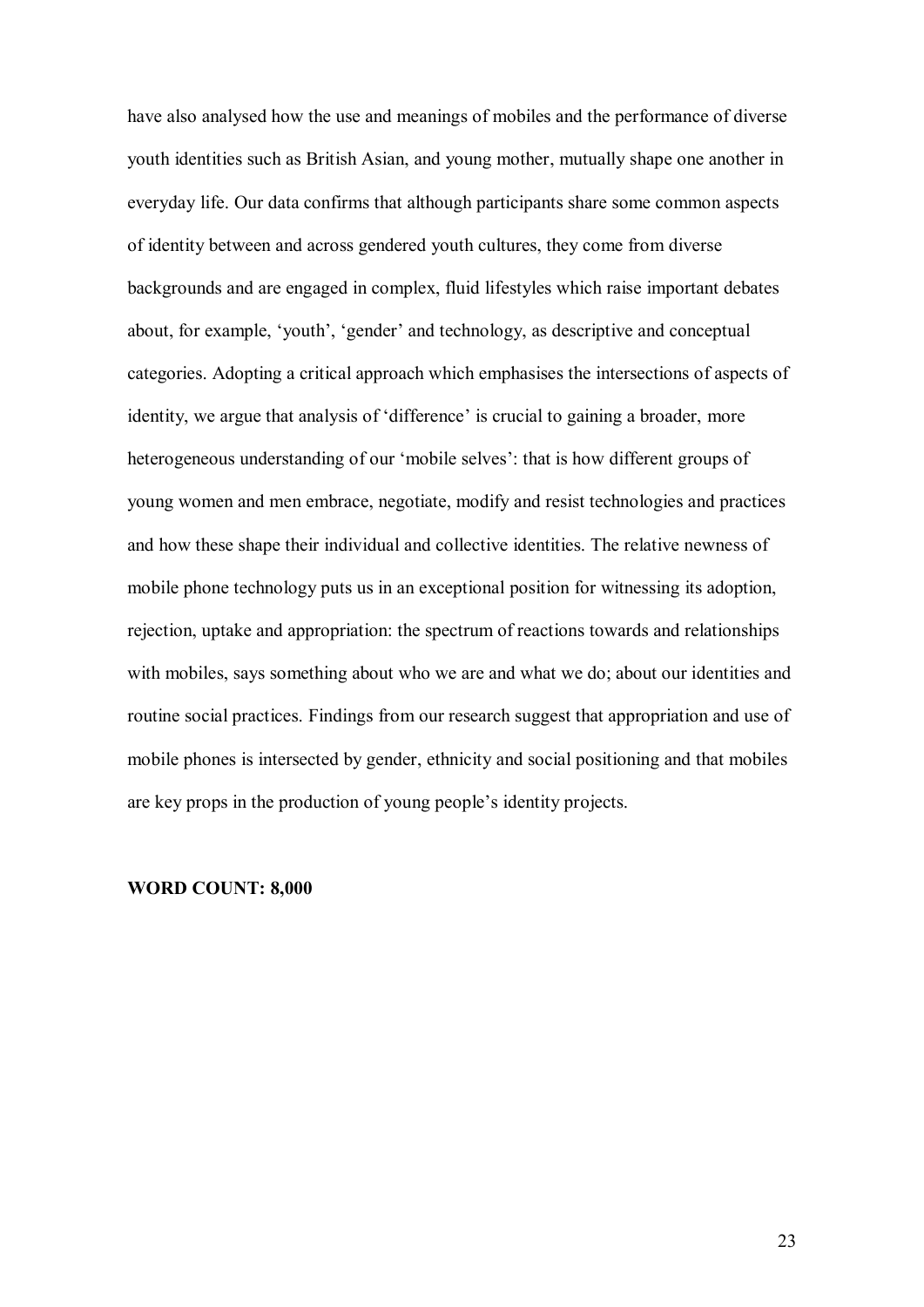have also analysed how the use and meanings of mobiles and the performance of diverse youth identities such as British Asian, and young mother, mutually shape one another in everyday life. Our data confirms that although participants share some common aspects of identity between and across gendered youth cultures, they come from diverse backgrounds and are engaged in complex, fluid lifestyles which raise important debates about, for example, 'youth', 'gender' and technology, as descriptive and conceptual categories. Adopting a critical approach which emphasises the intersections of aspects of identity, we argue that analysis of 'difference' is crucial to gaining a broader, more heterogeneous understanding of our 'mobile selves': that is how different groups of young women and men embrace, negotiate, modify and resist technologies and practices and how these shape their individual and collective identities. The relative newness of mobile phone technology puts us in an exceptional position for witnessing its adoption, rejection, uptake and appropriation: the spectrum of reactions towards and relationships with mobiles, says something about who we are and what we do; about our identities and routine social practices. Findings from our research suggest that appropriation and use of mobile phones is intersected by gender, ethnicity and social positioning and that mobiles are key props in the production of young people's identity projects.

**WORD COUNT: 8,000**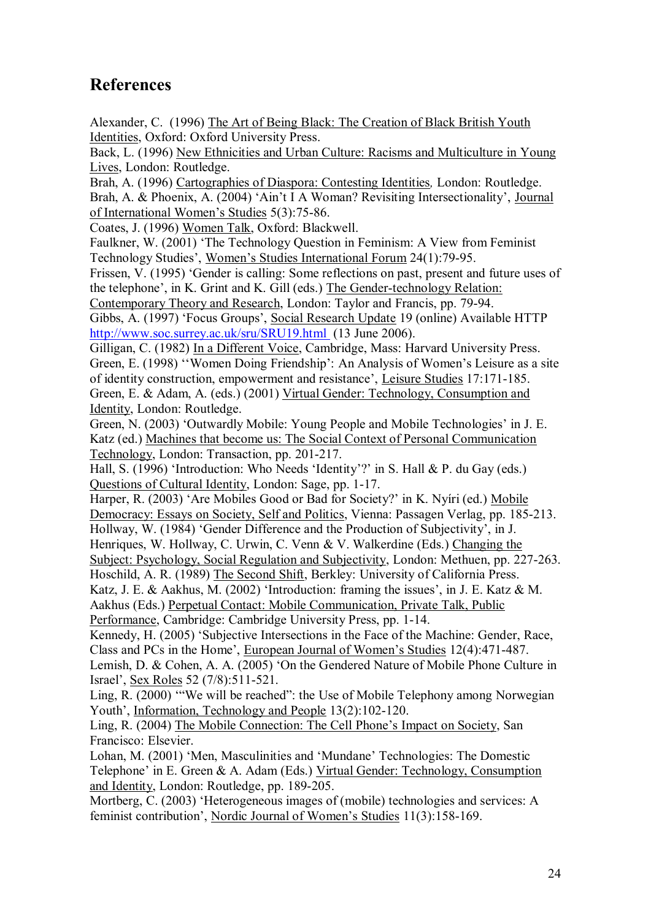## References

Alexander, C. (1996) The Art of Being Black: The Creation of Black British Youth Identities, Oxford: Oxford University Press.

Back, L. (1996) New Ethnicities and Urban Culture: Racisms and Multiculture in Young Lives, London: Routledge.

Brah, A. (1996) Cartographies of Diaspora: Contesting Identities, London: Routledge.

Brah, A. & Phoenix, A. (2004) 'Ain't I A Woman? Revisiting Intersectionality', Journal of International Women's Studies 5(3):75-86.

Coates, J. (1996) Women Talk, Oxford: Blackwell.

Faulkner, W. (2001) 'The Technology Question in Feminism: A View from Feminist Technology Studies', Women's Studies International Forum 24(1):79-95.

Frissen, V. (1995) 'Gender is calling: Some reflections on past, present and future uses of the telephone', in K. Grint and K. Gill (eds.) The Gender-technology Relation: Contemporary Theory and Research, London: Taylor and Francis, pp. 79-94.

Gibbs, A. (1997) 'Focus Groups', Social Research Update 19 (online) Available HTTP http://www.soc.surrey.ac.uk/sru/SRU19.html (13 June 2006).

Gilligan, C. (1982) In a Different Voice, Cambridge, Mass: Harvard University Press.

Green, E. (1998) ''Women Doing Friendship': An Analysis of Women's Leisure as a site of identity construction, empowerment and resistance', Leisure Studies 17:171-185.

Green, E. & Adam, A. (eds.) (2001) Virtual Gender: Technology, Consumption and Identity, London: Routledge.

Green, N. (2003) 'Outwardly Mobile: Young People and Mobile Technologies' in J. E. Katz (ed.) Machines that become us: The Social Context of Personal Communication Technology, London: Transaction, pp. 201-217.

Hall, S. (1996) 'Introduction: Who Needs 'Identity'?' in S. Hall & P. du Gay (eds.) Questions of Cultural Identity, London: Sage, pp. 1-17.

Harper, R. (2003) 'Are Mobiles Good or Bad for Society?' in K. Nyíri (ed.) Mobile Democracy: Essays on Society, Self and Politics, Vienna: Passagen Verlag, pp. 185-213.

Hollway, W. (1984) 'Gender Difference and the Production of Subjectivity', in J. Henriques, W. Hollway, C. Urwin, C. Venn & V. Walkerdine (Eds.) Changing the Subject: Psychology, Social Regulation and Subjectivity, London: Methuen, pp. 227-263.

Hoschild, A. R. (1989) The Second Shift, Berkley: University of California Press.

Katz, J. E. & Aakhus, M. (2002) 'Introduction: framing the issues', in J. E. Katz & M. Aakhus (Eds.) Perpetual Contact: Mobile Communication, Private Talk, Public Performance, Cambridge: Cambridge University Press, pp. 1-14.

Kennedy, H. (2005) 'Subjective Intersections in the Face of the Machine: Gender, Race, Class and PCs in the Home', European Journal of Women's Studies 12(4):471-487.

Lemish, D. & Cohen, A. A. (2005) 'On the Gendered Nature of Mobile Phone Culture in Israel', Sex Roles 52 (7/8):511-521.

Ling, R. (2000) '"We will be reached": the Use of Mobile Telephony among Norwegian Youth', Information, Technology and People 13(2):102-120.

Ling, R. (2004) The Mobile Connection: The Cell Phone's Impact on Society, San Francisco: Elsevier.

Lohan, M. (2001) 'Men, Masculinities and 'Mundane' Technologies: The Domestic Telephone' in E. Green & A. Adam (Eds.) Virtual Gender: Technology, Consumption and Identity, London: Routledge, pp. 189-205.

Mortberg, C. (2003) 'Heterogeneous images of (mobile) technologies and services: A feminist contribution', Nordic Journal of Women's Studies 11(3):158-169.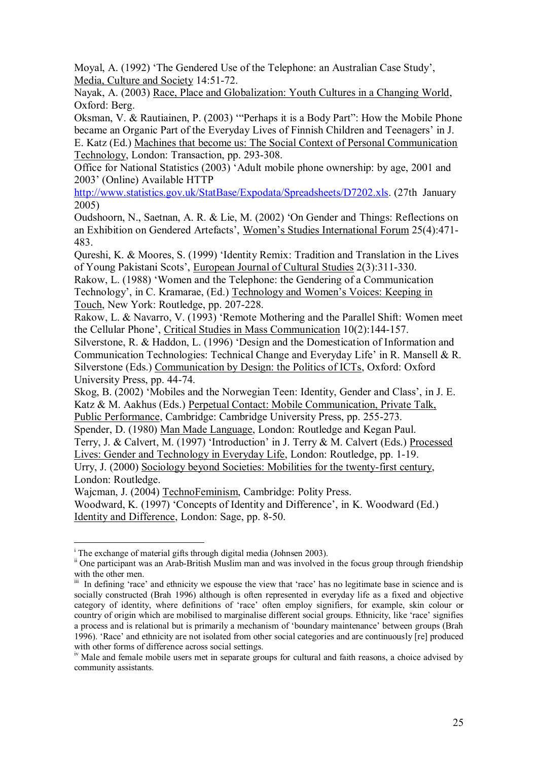Moyal, A. (1992) 'The Gendered Use of the Telephone: an Australian Case Study', Media, Culture and Society 14:51-72.

Nayak, A. (2003) Race, Place and Globalization: Youth Cultures in a Changing World, Oxford: Berg.

Oksman, V. & Rautiainen, P. (2003) '"Perhaps it is a Body Part": How the Mobile Phone became an Organic Part of the Everyday Lives of Finnish Children and Teenagers' in J. E. Katz (Ed.) Machines that become us: The Social Context of Personal Communication Technology, London: Transaction, pp. 293-308.

Office for National Statistics (2003) 'Adult mobile phone ownership: by age, 2001 and 2003' (Online) Available HTTP http://www.statistics.gov.uk/StatBase/Expodata/Spreadsheets/D7202.xls. (27th January 2005)

Oudshoorn, N., Saetnan, A. R. & Lie, M. (2002) 'On Gender and Things: Reflections on an Exhibition on Gendered Artefacts', Women's Studies International Forum 25(4):471-483.

Qureshi, K. & Moores, S. (1999) 'Identity Remix: Tradition and Translation in the Lives of Young Pakistani Scots', European Journal of Cultural Studies 2(3):311-330.

Rakow, L. (1988) 'Women and the Telephone: the Gendering of a Communication Technology', in C. Kramarae, (Ed.) Technology and Women's Voices: Keeping in Touch, New York: Routledge, pp. 207-228.

Rakow, L. & Navarro, V. (1993) 'Remote Mothering and the Parallel Shift: Women meet the Cellular Phone', Critical Studies in Mass Communication 10(2):144-157.

Silverstone, R. & Haddon, L. (1996) 'Design and the Domestication of Information and Communication Technologies: Technical Change and Everyday Life' in R. Mansell & R. Silverstone (Eds.) Communication by Design: the Politics of ICTs, Oxford: Oxford University Press, pp. 44-74.

Skog, B. (2002) 'Mobiles and the Norwegian Teen: Identity, Gender and Class', in J. E. Katz & M. Aakhus (Eds.) Perpetual Contact: Mobile Communication, Private Talk, Public Performance, Cambridge: Cambridge University Press, pp. 255-273.

Spender, D. (1980) Man Made Language, London: Routledge and Kegan Paul.

Terry, J. & Calvert, M. (1997) 'Introduction' in J. Terry & M. Calvert (Eds.) Processed Lives: Gender and Technology in Everyday Life, London: Routledge, pp. 1-19.

Urry, J. (2000) Sociology beyond Societies: Mobilities for the twenty-first century, London: Routledge.

Wajcman, J. (2004) TechnoFeminism, Cambridge: Polity Press.

Woodward, K. (1997) 'Concepts of Identity and Difference', in K. Woodward (Ed.) Identity and Difference, London: Sage, pp. 8-50.

---

[i] The exchange of material gifts through digital media (Johnsen 2003).

[ii] One participant was an Arab-British Muslim man and was involved in the focus group through friendship with the other men.

[iii] In defining 'race' and ethnicity we espouse the view that 'race' has no legitimate base in science and is socially constructed (Brah 1996) although is often represented in everyday life as a fixed and objective category of identity, where definitions of 'race' often employ signifiers, for example, skin colour or country of origin which are mobilised to marginalise different social groups. Ethnicity, like 'race' signifies a process and is relational but is primarily a mechanism of 'boundary maintenance' between groups (Brah 1996). 'Race' and ethnicity are not isolated from other social categories and are continuously [re] produced with other forms of difference across social settings.

[iv] Male and female mobile users met in separate groups for cultural and faith reasons, a choice advised by community assistants.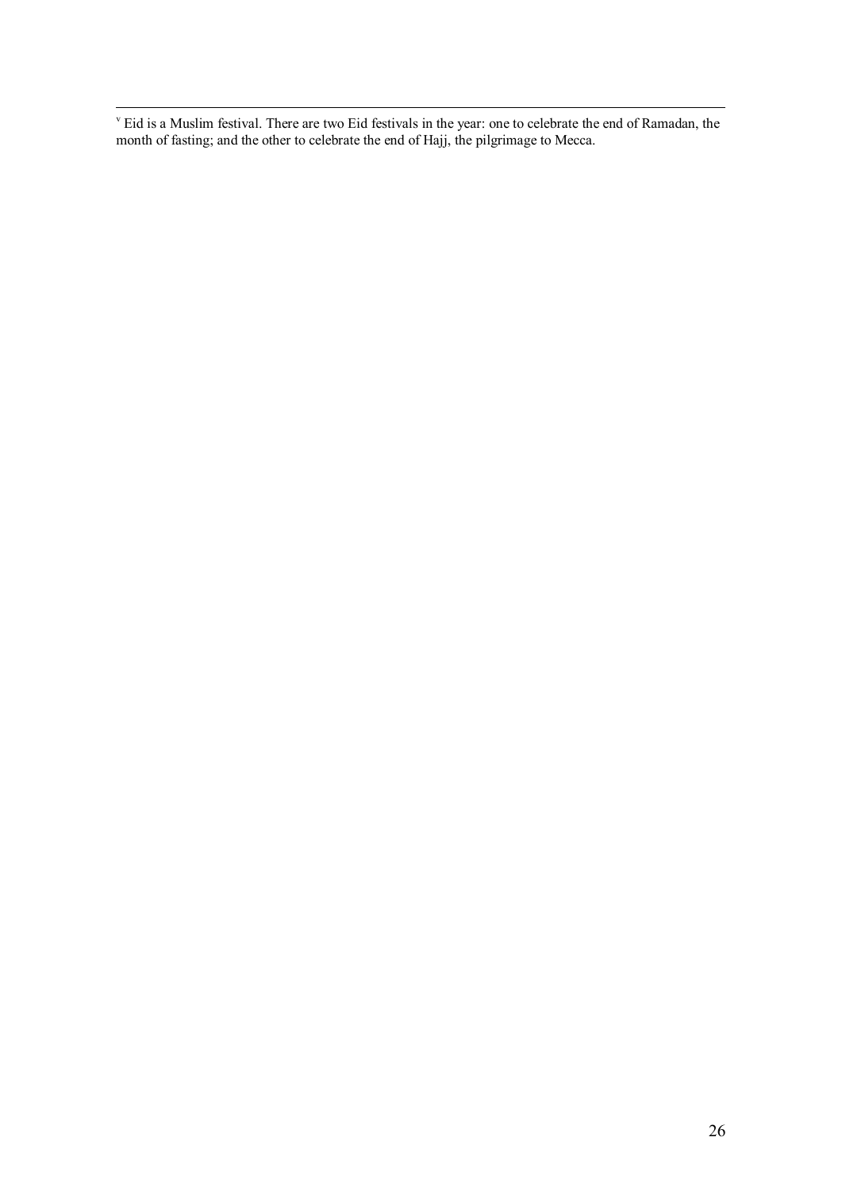[v] Eid is a Muslim festival. There are two Eid festivals in the year: one to celebrate the end of Ramadan, the month of fasting; and the other to celebrate the end of Hajj, the pilgrimage to Mecca.